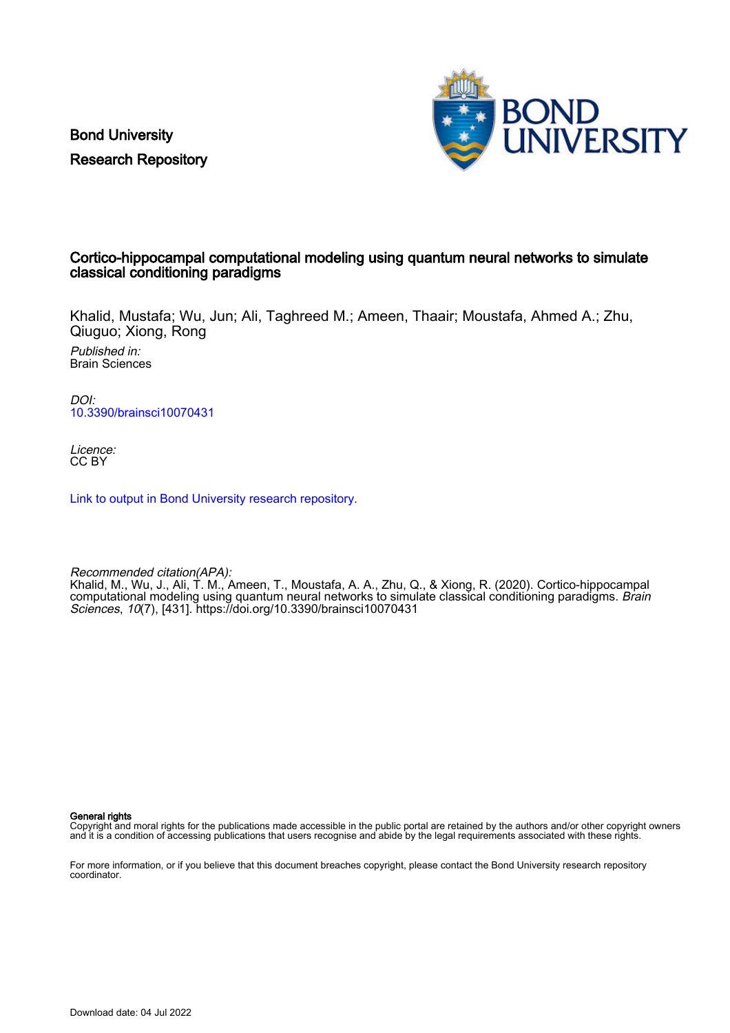Bond University
Research Repository

# Cortico-hippocampal computational modeling using quantum neural networks to simulate classical conditioning paradigms

Khalid, Mustafa; Wu, Jun; Ali, Taghreed M.; Ameen, Thaair; Moustafa, Ahmed A.; Zhu, Qiuguo; Xiong, Rong

*Published in:*
Brain Sciences

*DOI:*
[10.3390/brainsci10070431](https://doi.org/10.3390/brainsci10070431)

*Licence:*
CC BY

[Link to output in Bond University research repository.](#)

*Recommended citation(APA):*
Khalid, M., Wu, J., Ali, T. M., Ameen, T., Moustafa, A. A., Zhu, Q., & Xiong, R. (2020). Cortico-hippocampal computational modeling using quantum neural networks to simulate classical conditioning paradigms. *Brain Sciences*, *10*(7), [431]. https://doi.org/10.3390/brainsci10070431

**General rights**
Copyright and moral rights for the publications made accessible in the public portal are retained by the authors and/or other copyright owners and it is a condition of accessing publications that users recognise and abide by the legal requirements associated with these rights.

For more information, or if you believe that this document breaches copyright, please contact the Bond University research repository coordinator.

Download date: 04 Jul 2022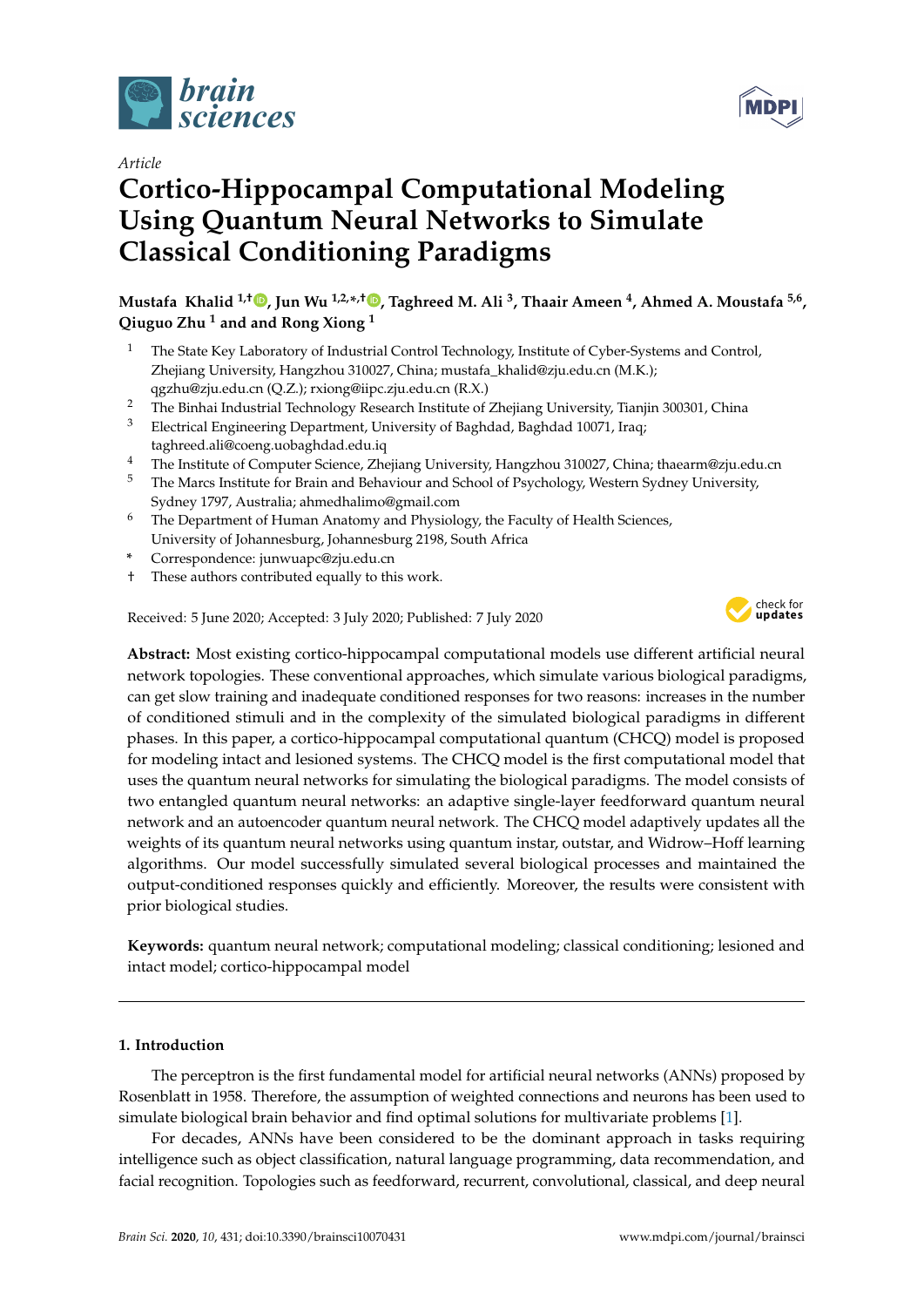brain sciences

MDPI

*Article*

# Cortico-Hippocampal Computational Modeling Using Quantum Neural Networks to Simulate Classical Conditioning Paradigms

**Mustafa Khalid [1,†], Jun Wu [1,2,*,†], Taghreed M. Ali [3], Thaair Ameen [4], Ahmed A. Moustafa [5,6], Qiuguo Zhu [1] and and Rong Xiong [1]**

1. The State Key Laboratory of Industrial Control Technology, Institute of Cyber-Systems and Control, Zhejiang University, Hangzhou 310027, China; mustafa_khalid@zju.edu.cn (M.K.); qgzhu@zju.edu.cn (Q.Z.); rxiong@iipc.zju.edu.cn (R.X.)
2. The Binhai Industrial Technology Research Institute of Zhejiang University, Tianjin 300301, China
3. Electrical Engineering Department, University of Baghdad, Baghdad 10071, Iraq; taghreed.ali@coeng.uobaghdad.edu.iq
4. The Institute of Computer Science, Zhejiang University, Hangzhou 310027, China; thaearm@zju.edu.cn
5. The Marcs Institute for Brain and Behaviour and School of Psychology, Western Sydney University, Sydney 1797, Australia; ahmedhalimo@gmail.com
6. The Department of Human Anatomy and Physiology, the Faculty of Health Sciences, University of Johannesburg, Johannesburg 2198, South Africa

\* Correspondence: junwuapc@zju.edu.cn

† These authors contributed equally to this work.

Received: 5 June 2020; Accepted: 3 July 2020; Published: 7 July 2020

check for updates

**Abstract:** Most existing cortico-hippocampal computational models use different artificial neural network topologies. These conventional approaches, which simulate various biological paradigms, can get slow training and inadequate conditioned responses for two reasons: increases in the number of conditioned stimuli and in the complexity of the simulated biological paradigms in different phases. In this paper, a cortico-hippocampal computational quantum (CHCQ) model is proposed for modeling intact and lesioned systems. The CHCQ model is the first computational model that uses the quantum neural networks for simulating the biological paradigms. The model consists of two entangled quantum neural networks: an adaptive single-layer feedforward quantum neural network and an autoencoder quantum neural network. The CHCQ model adaptively updates all the weights of its quantum neural networks using quantum instar, outstar, and Widrow–Hoff learning algorithms. Our model successfully simulated several biological processes and maintained the output-conditioned responses quickly and efficiently. Moreover, the results were consistent with prior biological studies.

**Keywords:** quantum neural network; computational modeling; classical conditioning; lesioned and intact model; cortico-hippocampal model

## 1. Introduction

The perceptron is the first fundamental model for artificial neural networks (ANNs) proposed by Rosenblatt in 1958. Therefore, the assumption of weighted connections and neurons has been used to simulate biological brain behavior and find optimal solutions for multivariate problems [1].

For decades, ANNs have been considered to be the dominant approach in tasks requiring intelligence such as object classification, natural language programming, data recommendation, and facial recognition. Topologies such as feedforward, recurrent, convolutional, classical, and deep neural

*Brain Sci.* **2020**, *10*, 431; doi:10.3390/brainsci10070431 www.mdpi.com/journal/brainsci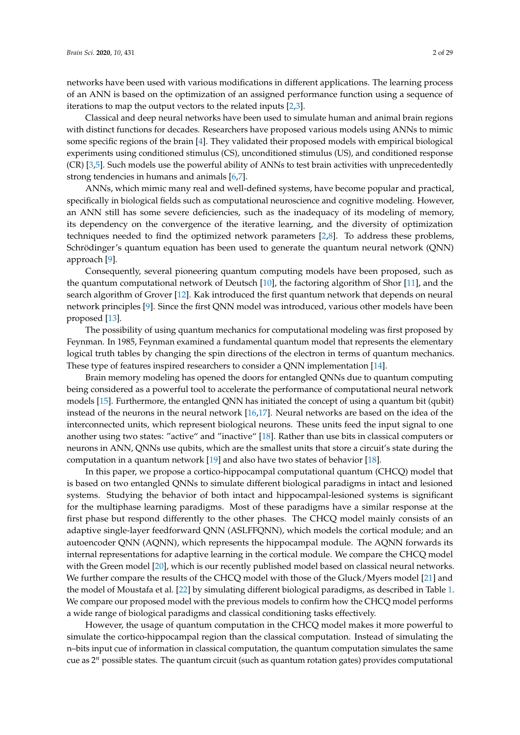networks have been used with various modifications in different applications. The learning process of an ANN is based on the optimization of an assigned performance function using a sequence of iterations to map the output vectors to the related inputs [2,3].

Classical and deep neural networks have been used to simulate human and animal brain regions with distinct functions for decades. Researchers have proposed various models using ANNs to mimic some specific regions of the brain [4]. They validated their proposed models with empirical biological experiments using conditioned stimulus (CS), unconditioned stimulus (US), and conditioned response (CR) [3,5]. Such models use the powerful ability of ANNs to test brain activities with unprecedentedly strong tendencies in humans and animals [6,7].

ANNs, which mimic many real and well-defined systems, have become popular and practical, specifically in biological fields such as computational neuroscience and cognitive modeling. However, an ANN still has some severe deficiencies, such as the inadequacy of its modeling of memory, its dependency on the convergence of the iterative learning, and the diversity of optimization techniques needed to find the optimized network parameters [2,8]. To address these problems, Schrödinger's quantum equation has been used to generate the quantum neural network (QNN) approach [9].

Consequently, several pioneering quantum computing models have been proposed, such as the quantum computational network of Deutsch [10], the factoring algorithm of Shor [11], and the search algorithm of Grover [12]. Kak introduced the first quantum network that depends on neural network principles [9]. Since the first QNN model was introduced, various other models have been proposed [13].

The possibility of using quantum mechanics for computational modeling was first proposed by Feynman. In 1985, Feynman examined a fundamental quantum model that represents the elementary logical truth tables by changing the spin directions of the electron in terms of quantum mechanics. These type of features inspired researchers to consider a QNN implementation [14].

Brain memory modeling has opened the doors for entangled QNNs due to quantum computing being considered as a powerful tool to accelerate the performance of computational neural network models [15]. Furthermore, the entangled QNN has initiated the concept of using a quantum bit (qubit) instead of the neurons in the neural network [16,17]. Neural networks are based on the idea of the interconnected units, which represent biological neurons. These units feed the input signal to one another using two states: "active" and "inactive" [18]. Rather than use bits in classical computers or neurons in ANN, QNNs use qubits, which are the smallest units that store a circuit's state during the computation in a quantum network [19] and also have two states of behavior [18].

In this paper, we propose a cortico-hippocampal computational quantum (CHCQ) model that is based on two entangled QNNs to simulate different biological paradigms in intact and lesioned systems. Studying the behavior of both intact and hippocampal-lesioned systems is significant for the multiphase learning paradigms. Most of these paradigms have a similar response at the first phase but respond differently to the other phases. The CHCQ model mainly consists of an adaptive single-layer feedforward QNN (ASLFFQNN), which models the cortical module; and an autoencoder QNN (AQNN), which represents the hippocampal module. The AQNN forwards its internal representations for adaptive learning in the cortical module. We compare the CHCQ model with the Green model [20], which is our recently published model based on classical neural networks. We further compare the results of the CHCQ model with those of the Gluck/Myers model [21] and the model of Moustafa et al. [22] by simulating different biological paradigms, as described in Table 1. We compare our proposed model with the previous models to confirm how the CHCQ model performs a wide range of biological paradigms and classical conditioning tasks effectively.

However, the usage of quantum computation in the CHCQ model makes it more powerful to simulate the cortico-hippocampal region than the classical computation. Instead of simulating the n–bits input cue of information in classical computation, the quantum computation simulates the same cue as $2^n$ possible states. The quantum circuit (such as quantum rotation gates) provides computational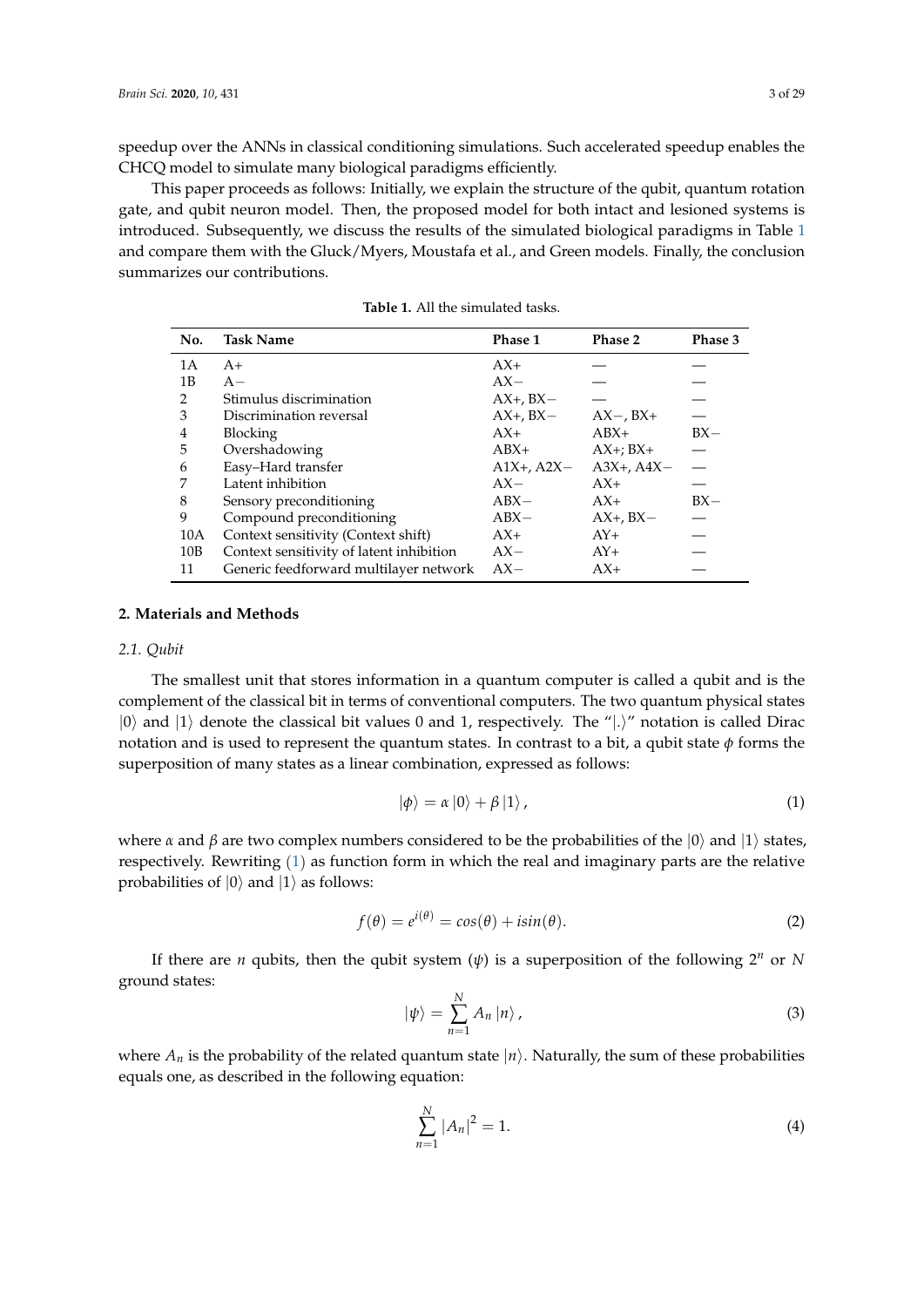speedup over the ANNs in classical conditioning simulations. Such accelerated speedup enables the CHCQ model to simulate many biological paradigms efficiently.

This paper proceeds as follows: Initially, we explain the structure of the qubit, quantum rotation gate, and qubit neuron model. Then, the proposed model for both intact and lesioned systems is introduced. Subsequently, we discuss the results of the simulated biological paradigms in Table 1 and compare them with the Gluck/Myers, Moustafa et al., and Green models. Finally, the conclusion summarizes our contributions.

**Table 1.** All the simulated tasks.

| No. | Task Name | Phase 1 | Phase 2 | Phase 3 |
|---|---|---|---|---|
| 1A | A+ | AX+ | — | — |
| 1B | A− | AX− | — | — |
| 2 | Stimulus discrimination | AX+, BX− | — | — |
| 3 | Discrimination reversal | AX+, BX− | AX−, BX+ | — |
| 4 | Blocking | AX+ | ABX+ | BX− |
| 5 | Overshadowing | ABX+ | AX+; BX+ | — |
| 6 | Easy–Hard transfer | A1X+, A2X− | A3X+, A4X− | — |
| 7 | Latent inhibition | AX− | AX+ | — |
| 8 | Sensory preconditioning | ABX− | AX+ | BX− |
| 9 | Compound preconditioning | ABX− | AX+, BX− | — |
| 10A | Context sensitivity (Context shift) | AX+ | AY+ | — |
| 10B | Context sensitivity of latent inhibition | AX− | AY+ | — |
| 11 | Generic feedforward multilayer network | AX− | AX+ | — |

## 2. Materials and Methods

### *2.1. Qubit*

The smallest unit that stores information in a quantum computer is called a qubit and is the complement of the classical bit in terms of conventional computers. The two quantum physical states $|0\rangle$ and $|1\rangle$ denote the classical bit values 0 and 1, respectively. The "$|.\rangle$" notation is called Dirac notation and is used to represent the quantum states. In contrast to a bit, a qubit state $\phi$ forms the superposition of many states as a linear combination, expressed as follows:

$$|\phi\rangle = \alpha\,|0\rangle + \beta\,|1\rangle\,, \tag{1}$$

where $\alpha$ and $\beta$ are two complex numbers considered to be the probabilities of the $|0\rangle$ and $|1\rangle$ states, respectively. Rewriting (1) as function form in which the real and imaginary parts are the relative probabilities of $|0\rangle$ and $|1\rangle$ as follows:

$$f(\theta) = e^{i(\theta)} = cos(\theta) + isin(\theta). \tag{2}$$

If there are $n$ qubits, then the qubit system ($\psi$) is a superposition of the following $2^n$ or $N$ ground states:

$$|\psi\rangle = \sum_{n=1}^{N} A_n\,|n\rangle\,, \tag{3}$$

where $A_n$ is the probability of the related quantum state $|n\rangle$. Naturally, the sum of these probabilities equals one, as described in the following equation:

$$\sum_{n=1}^{N} |A_n|^2 = 1. \tag{4}$$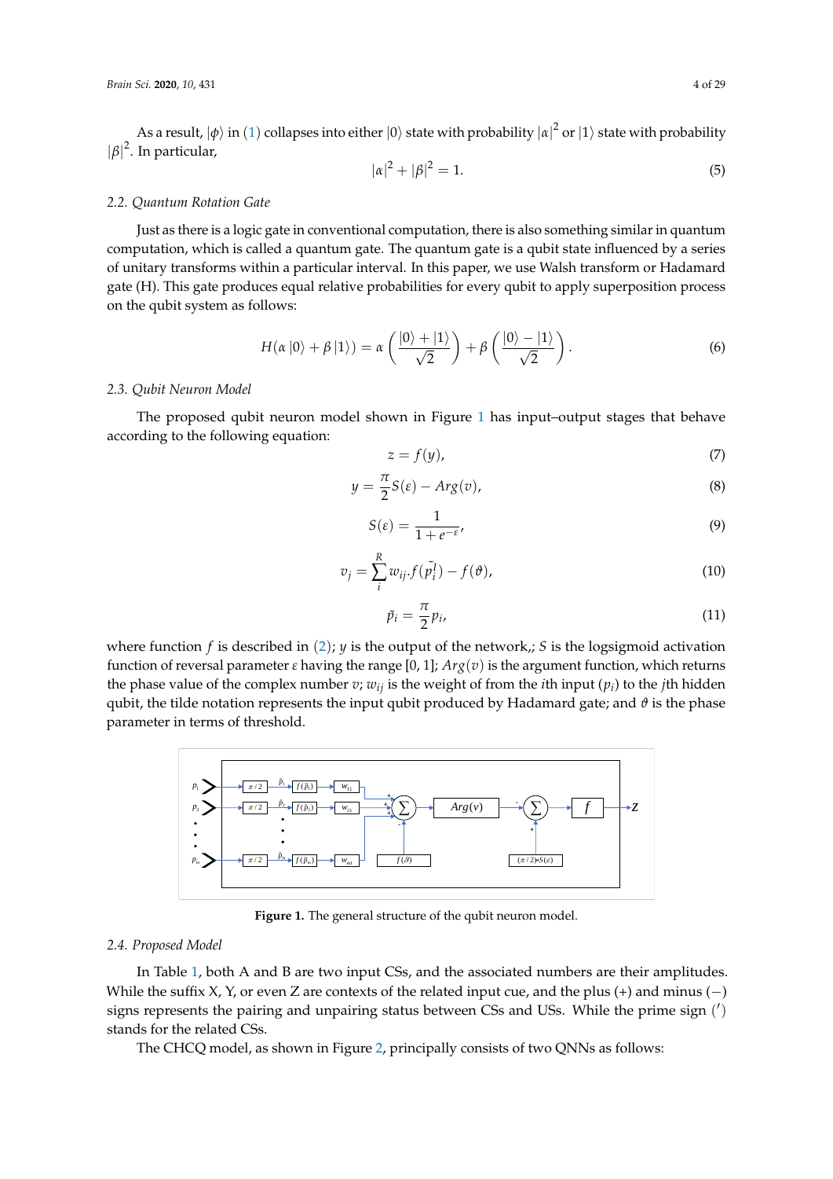As a result, $|\phi\rangle$ in (1) collapses into either $|0\rangle$ state with probability $|\alpha|^2$ or $|1\rangle$ state with probability $|\beta|^2$. In particular,

$$|\alpha|^2 + |\beta|^2 = 1. \tag{5}$$

### 2.2. Quantum Rotation Gate

Just as there is a logic gate in conventional computation, there is also something similar in quantum computation, which is called a quantum gate. The quantum gate is a qubit state influenced by a series of unitary transforms within a particular interval. In this paper, we use Walsh transform or Hadamard gate (H). This gate produces equal relative probabilities for every qubit to apply superposition process on the qubit system as follows:

$$H(\alpha\,|0\rangle + \beta\,|1\rangle) = \alpha\left(\frac{|0\rangle + |1\rangle}{\sqrt{2}}\right) + \beta\left(\frac{|0\rangle - |1\rangle}{\sqrt{2}}\right). \tag{6}$$

### 2.3. Qubit Neuron Model

The proposed qubit neuron model shown in Figure 1 has input–output stages that behave according to the following equation:

$$z = f(y), \tag{7}$$

$$y = \frac{\pi}{2}S(\varepsilon) - Arg(v), \tag{8}$$

$$S(\varepsilon) = \frac{1}{1 + e^{-\varepsilon}}, \tag{9}$$

$$v_j = \sum_i^R w_{ij}.f(\tilde{p_i^!}) - f(\vartheta), \tag{10}$$

$$\tilde{p_i} = \frac{\pi}{2}p_i, \tag{11}$$

where function $f$ is described in (2); $y$ is the output of the network,; $S$ is the logsigmoid activation function of reversal parameter $\varepsilon$ having the range [0, 1]; $Arg(v)$ is the argument function, which returns the phase value of the complex number $v$; $w_{ij}$ is the weight of from the $i$th input ($p_i$) to the $j$th hidden qubit, the tilde notation represents the input qubit produced by Hadamard gate; and $\vartheta$ is the phase parameter in terms of threshold.

Figure 1. The general structure of the qubit neuron model.

### 2.4. Proposed Model

In Table 1, both A and B are two input CSs, and the associated numbers are their amplitudes. While the suffix X, Y, or even Z are contexts of the related input cue, and the plus (+) and minus (−) signs represents the pairing and unpairing status between CSs and USs. While the prime sign (′) stands for the related CSs.

The CHCQ model, as shown in Figure 2, principally consists of two QNNs as follows: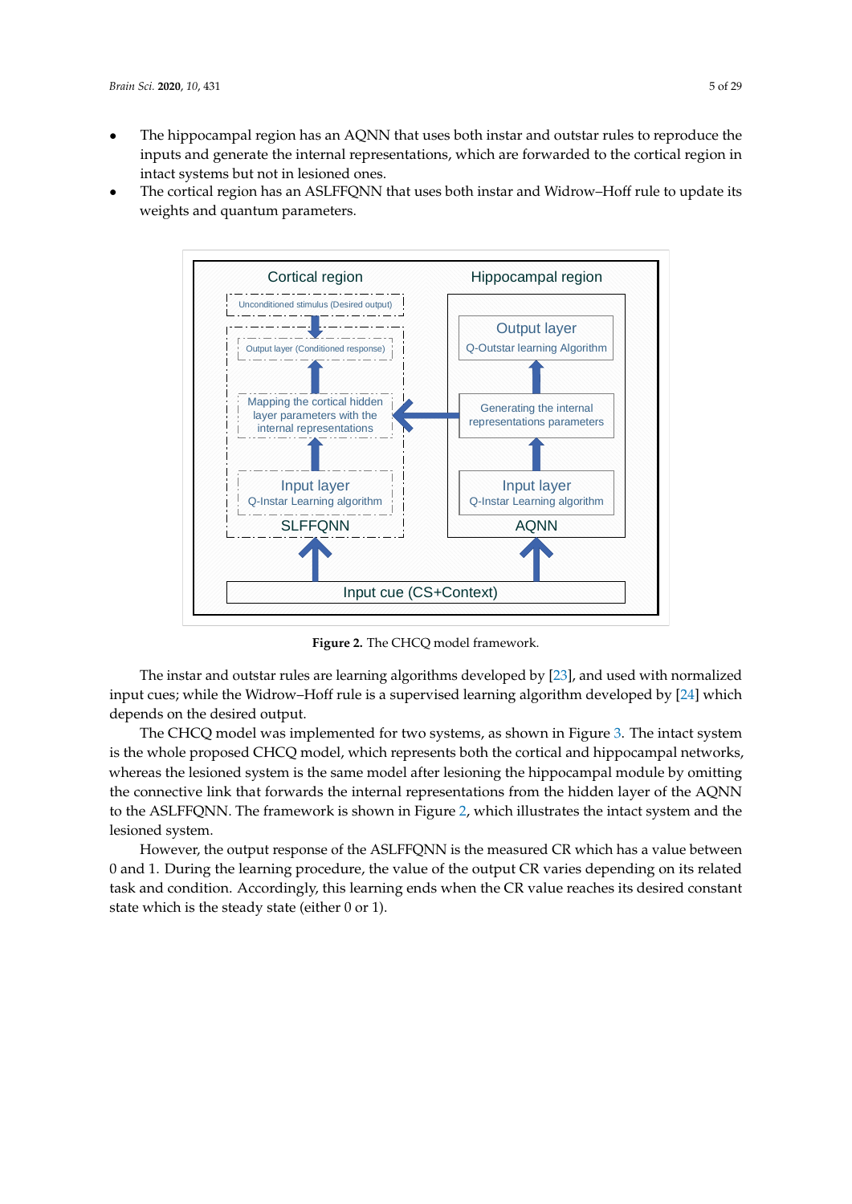- The hippocampal region has an AQNN that uses both instar and outstar rules to reproduce the inputs and generate the internal representations, which are forwarded to the cortical region in intact systems but not in lesioned ones.
- The cortical region has an ASLFFQNN that uses both instar and Widrow–Hoff rule to update its weights and quantum parameters.

**Figure 2.** The CHCQ model framework.

The instar and outstar rules are learning algorithms developed by [23], and used with normalized input cues; while the Widrow–Hoff rule is a supervised learning algorithm developed by [24] which depends on the desired output.

The CHCQ model was implemented for two systems, as shown in Figure 3. The intact system is the whole proposed CHCQ model, which represents both the cortical and hippocampal networks, whereas the lesioned system is the same model after lesioning the hippocampal module by omitting the connective link that forwards the internal representations from the hidden layer of the AQNN to the ASLFFQNN. The framework is shown in Figure 2, which illustrates the intact system and the lesioned system.

However, the output response of the ASLFFQNN is the measured CR which has a value between 0 and 1. During the learning procedure, the value of the output CR varies depending on its related task and condition. Accordingly, this learning ends when the CR value reaches its desired constant state which is the steady state (either 0 or 1).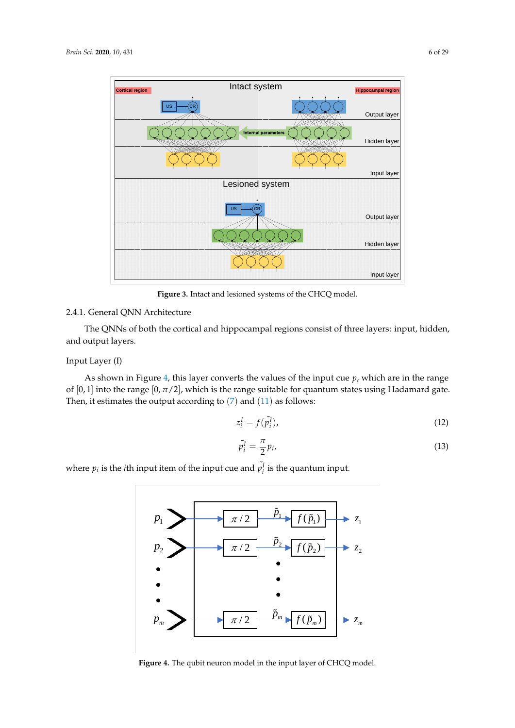Figure 3. Intact and lesioned systems of the CHCQ model.

2.4.1. General QNN Architecture

The QNNs of both the cortical and hippocampal regions consist of three layers: input, hidden, and output layers.

Input Layer (I)

As shown in Figure 4, this layer converts the values of the input cue $p$, which are in the range of $[0, 1]$ into the range $[0, \pi/2]$, which is the range suitable for quantum states using Hadamard gate. Then, it estimates the output according to (7) and (11) as follows:

$$z_i^I = f(\tilde{p}_i^I), \tag{12}$$

$$\tilde{p}_i^I = \frac{\pi}{2} p_i, \tag{13}$$

where $p_i$ is the $i$th input item of the input cue and $\tilde{p}_i^I$ is the quantum input.

Figure 4. The qubit neuron model in the input layer of CHCQ model.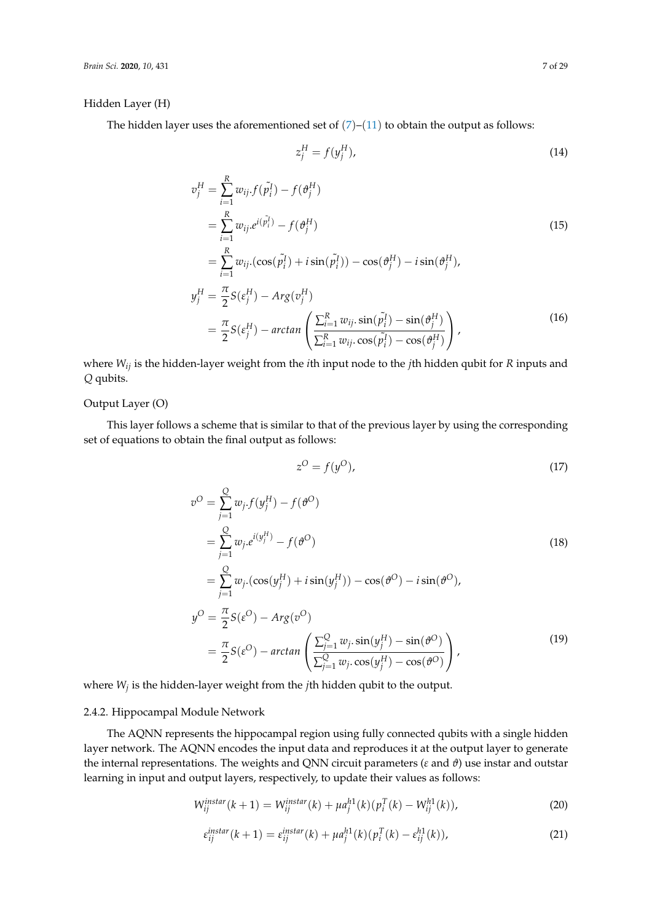Hidden Layer (H)

The hidden layer uses the aforementioned set of (7)–(11) to obtain the output as follows:

$$z_j^H = f(y_j^H), \tag{14}$$

$$\begin{aligned} v_j^H &= \sum_{i=1}^{R} w_{ij}.f(\tilde{p_i^I}) - f(\vartheta_j^H) \\ &= \sum_{i=1}^{R} w_{ij}.e^{i(\tilde{p_i^I})} - f(\vartheta_j^H) \\ &= \sum_{i=1}^{R} w_{ij}.(\cos(\tilde{p_i^I}) + i\sin(\tilde{p_i^I})) - \cos(\vartheta_j^H) - i\sin(\vartheta_j^H), \end{aligned} \tag{15}$$

$$\begin{aligned} y_j^H &= \frac{\pi}{2} S(\varepsilon_j^H) - Arg(v_j^H) \\ &= \frac{\pi}{2} S(\varepsilon_j^H) - arctan\left(\frac{\sum_{i=1}^{R} w_{ij}.\sin(\tilde{p_i^I}) - \sin(\vartheta_j^H)}{\sum_{i=1}^{R} w_{ij}.\cos(\tilde{p_i^I}) - \cos(\vartheta_j^H)}\right), \end{aligned} \tag{16}$$

where $W_{ij}$ is the hidden-layer weight from the $i$th input node to the $j$th hidden qubit for $R$ inputs and $Q$ qubits.

Output Layer (O)

This layer follows a scheme that is similar to that of the previous layer by using the corresponding set of equations to obtain the final output as follows:

$$z^O = f(y^O), \tag{17}$$

$$\begin{aligned} v^O &= \sum_{j=1}^{Q} w_j.f(y_j^H) - f(\vartheta^O) \\ &= \sum_{j=1}^{Q} w_j.e^{i(y_j^H)} - f(\vartheta^O) \\ &= \sum_{j=1}^{Q} w_j.(\cos(y_j^H) + i\sin(y_j^H)) - \cos(\vartheta^O) - i\sin(\vartheta^O), \end{aligned} \tag{18}$$

$$\begin{aligned} y^O &= \frac{\pi}{2} S(\varepsilon^O) - Arg(v^O) \\ &= \frac{\pi}{2} S(\varepsilon^O) - arctan\left(\frac{\sum_{j=1}^{Q} w_j.\sin(y_j^H) - \sin(\vartheta^O)}{\sum_{j=1}^{Q} w_j.\cos(y_j^H) - \cos(\vartheta^O)}\right), \end{aligned} \tag{19}$$

where $W_j$ is the hidden-layer weight from the $j$th hidden qubit to the output.

### 2.4.2. Hippocampal Module Network

The AQNN represents the hippocampal region using fully connected qubits with a single hidden layer network. The AQNN encodes the input data and reproduces it at the output layer to generate the internal representations. The weights and QNN circuit parameters ($\varepsilon$ and $\vartheta$) use instar and outstar learning in input and output layers, respectively, to update their values as follows:

$$W_{ij}^{instar}(k+1) = W_{ij}^{instar}(k) + \mu a_j^{h1}(k)(p_i^T(k) - W_{ij}^{h1}(k)), \tag{20}$$

$$\varepsilon_{ij}^{instar}(k+1) = \varepsilon_{ij}^{instar}(k) + \mu a_j^{h1}(k)(p_i^T(k) - \varepsilon_{ij}^{h1}(k)), \tag{21}$$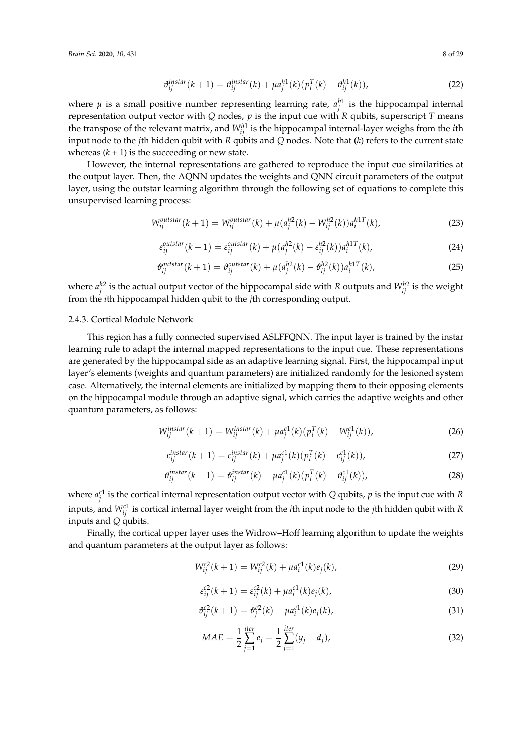$$\vartheta_{ij}^{instar}(k+1) = \vartheta_{ij}^{instar}(k) + \mu a_j^{h1}(k)(p_i^T(k) - \vartheta_{ij}^{h1}(k)), \tag{22}$$

where $\mu$ is a small positive number representing learning rate, $a_j^{h1}$ is the hippocampal internal representation output vector with $Q$ nodes, $p$ is the input cue with $R$ qubits, superscript $T$ means the transpose of the relevant matrix, and $W_{ij}^{h1}$ is the hippocampal internal-layer weighs from the $i$th input node to the $j$th hidden qubit with $R$ qubits and $Q$ nodes. Note that ($k$) refers to the current state whereas ($k$ + 1) is the succeeding or new state.

However, the internal representations are gathered to reproduce the input cue similarities at the output layer. Then, the AQNN updates the weights and QNN circuit parameters of the output layer, using the outstar learning algorithm through the following set of equations to complete this unsupervised learning process:

$$W_{ij}^{outstar}(k+1) = W_{ij}^{outstar}(k) + \mu(a_j^{h2}(k) - W_{ij}^{h2}(k))a_i^{h1T}(k), \tag{23}$$

$$\varepsilon_{ij}^{outstar}(k+1) = \varepsilon_{ij}^{outstar}(k) + \mu(a_j^{h2}(k) - \varepsilon_{ij}^{h2}(k))a_i^{h1T}(k), \tag{24}$$

$$\vartheta_{ij}^{outstar}(k+1) = \vartheta_{ij}^{outstar}(k) + \mu(a_j^{h2}(k) - \vartheta_{ij}^{h2}(k))a_i^{h1T}(k), \tag{25}$$

where $a_j^{h2}$ is the actual output vector of the hippocampal side with $R$ outputs and $W_{ij}^{h2}$ is the weight from the $i$th hippocampal hidden qubit to the $j$th corresponding output.

2.4.3. Cortical Module Network

This region has a fully connected supervised ASLFFQNN. The input layer is trained by the instar learning rule to adapt the internal mapped representations to the input cue. These representations are generated by the hippocampal side as an adaptive learning signal. First, the hippocampal input layer's elements (weights and quantum parameters) are initialized randomly for the lesioned system case. Alternatively, the internal elements are initialized by mapping them to their opposing elements on the hippocampal module through an adaptive signal, which carries the adaptive weights and other quantum parameters, as follows:

$$W_{ij}^{instar}(k+1) = W_{ij}^{instar}(k) + \mu a_j^{c1}(k)(p_i^T(k) - W_{ij}^{c1}(k)), \tag{26}$$

$$\varepsilon_{ij}^{instar}(k+1) = \varepsilon_{ij}^{instar}(k) + \mu a_j^{c1}(k)(p_i^T(k) - \varepsilon_{ij}^{c1}(k)), \tag{27}$$

$$\vartheta_{ij}^{instar}(k+1) = \vartheta_{ij}^{instar}(k) + \mu a_j^{c1}(k)(p_i^T(k) - \vartheta_{ij}^{c1}(k)), \tag{28}$$

where $a_j^{c1}$ is the cortical internal representation output vector with $Q$ qubits, $p$ is the input cue with $R$ inputs, and $W_{ij}^{c1}$ is cortical internal layer weight from the $i$th input node to the $j$th hidden qubit with $R$ inputs and $Q$ qubits.

Finally, the cortical upper layer uses the Widrow–Hoff learning algorithm to update the weights and quantum parameters at the output layer as follows:

$$W_{ij}^{c2}(k+1) = W_{ij}^{c2}(k) + \mu a_i^{c1}(k)e_j(k), \tag{29}$$

$$\varepsilon_{ij}^{c2}(k+1) = \varepsilon_{ij}^{c2}(k) + \mu a_i^{c1}(k)e_j(k), \tag{30}$$

$$\vartheta_{ij}^{c2}(k+1) = \vartheta_j^{c2}(k) + \mu a_i^{c1}(k)e_j(k), \tag{31}$$

$$MAE = \frac{1}{2}\sum_{j=1}^{iter} e_j = \frac{1}{2}\sum_{j=1}^{iter}(y_j - d_j), \tag{32}$$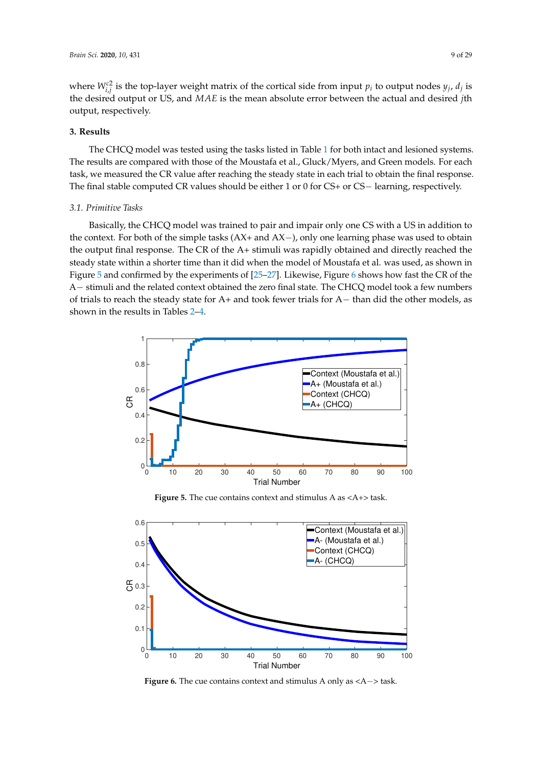where $W_{i,j}^{c2}$ is the top-layer weight matrix of the cortical side from input $p_i$ to output nodes $y_j$, $d_j$ is the desired output or US, and $MAE$ is the mean absolute error between the actual and desired $j$th output, respectively.

## 3. Results

The CHCQ model was tested using the tasks listed in Table 1 for both intact and lesioned systems. The results are compared with those of the Moustafa et al., Gluck/Myers, and Green models. For each task, we measured the CR value after reaching the steady state in each trial to obtain the final response. The final stable computed CR values should be either 1 or 0 for CS+ or CS− learning, respectively.

### 3.1. Primitive Tasks

Basically, the CHCQ model was trained to pair and impair only one CS with a US in addition to the context. For both of the simple tasks (AX+ and AX−), only one learning phase was used to obtain the output final response. The CR of the A+ stimuli was rapidly obtained and directly reached the steady state within a shorter time than it did when the model of Moustafa et al. was used, as shown in Figure 5 and confirmed by the experiments of [25–27]. Likewise, Figure 6 shows how fast the CR of the A− stimuli and the related context obtained the zero final state. The CHCQ model took a few numbers of trials to reach the steady state for A+ and took fewer trials for A− than did the other models, as shown in the results in Tables 2–4.

**Figure 5.** The cue contains context and stimulus A as <A+> task.

**Figure 6.** The cue contains context and stimulus A only as <A−> task.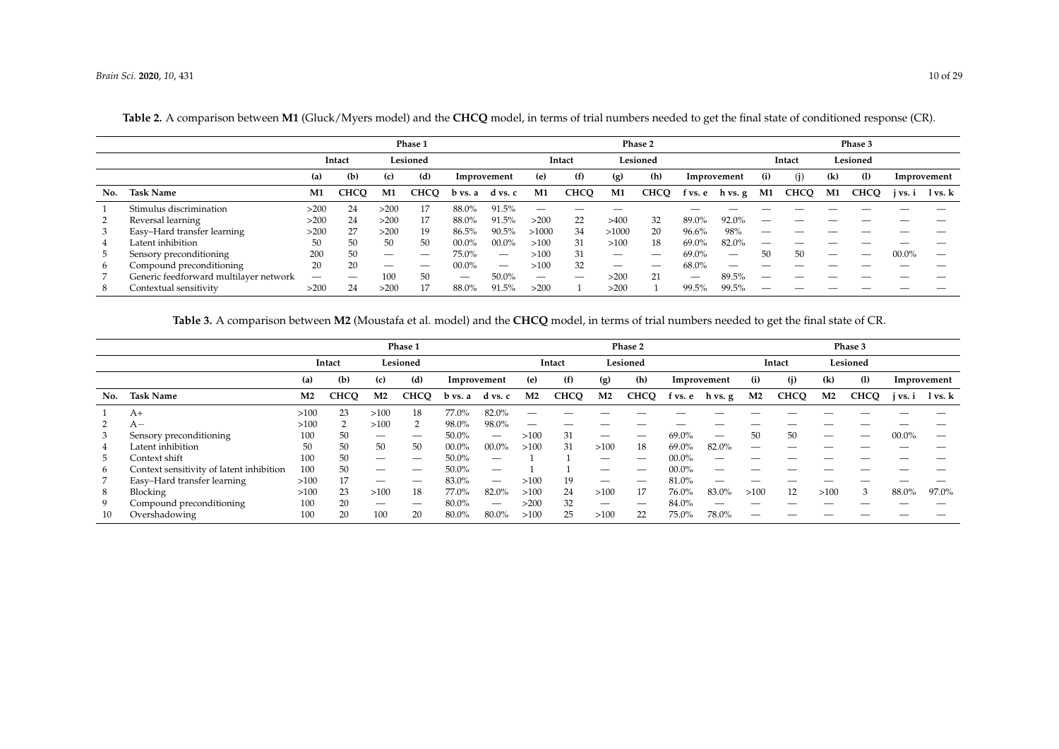**Table 2.** A comparison between **M1** (Gluck/Myers model) and the **CHCQ** model, in terms of trial numbers needed to get the final state of conditioned response (CR).

| | | Phase 1 | | | | | | Phase 2 | | | | | | Phase 3 | | | | | |
|---|---|---|---|---|---|---|---|---|---|---|---|---|---|---|---|---|---|---|---|
| | | Intact | | Lesioned | | | | Intact | | Lesioned | | | | Intact | | Lesioned | | | |
| | | (a) | (b) | (c) | (d) | Improvement | | (e) | (f) | (g) | (h) | Improvement | | (i) | (j) | (k) | (l) | Improvement | |
| No. | Task Name | M1 | CHCQ | M1 | CHCQ | b vs. a | d vs. c | M1 | CHCQ | M1 | CHCQ | f vs. e | h vs. g | M1 | CHCQ | M1 | CHCQ | j vs. i | l vs. k |
| 1 | Stimulus discrimination | >200 | 24 | >200 | 17 | 88.0% | 91.5% | — | — | — | | — | — | — | — | — | — | — | — |
| 2 | Reversal learning | >200 | 24 | >200 | 17 | 88.0% | 91.5% | >200 | 22 | >400 | 32 | 89.0% | 92.0% | — | — | — | — | — | — |
| 3 | Easy–Hard transfer learning | >200 | 27 | >200 | 19 | 86.5% | 90.5% | >1000 | 34 | >1000 | 20 | 96.6% | 98% | — | — | — | — | — | — |
| 4 | Latent inhibition | 50 | 50 | 50 | 50 | 00.0% | 00.0% | >100 | 31 | >100 | 18 | 69.0% | 82.0% | — | — | — | — | — | — |
| 5 | Sensory preconditioning | 200 | 50 | — | — | 75.0% | — | >100 | 31 | — | — | 69.0% | — | 50 | 50 | — | — | 00.0% | — |
| 6 | Compound preconditioning | 20 | 20 | — | — | 00.0% | — | >100 | 32 | — | — | 68.0% | — | — | — | — | — | — | — |
| 7 | Generic feedforward multilayer network | — | — | 100 | 50 | — | 50.0% | — | — | >200 | 21 | — | 89.5% | — | — | — | — | — | — |
| 8 | Contextual sensitivity | >200 | 24 | >200 | 17 | 88.0% | 91.5% | >200 | 1 | >200 | 1 | 99.5% | 99.5% | — | — | — | — | — | — |

**Table 3.** A comparison between **M2** (Moustafa et al. model) and the **CHCQ** model, in terms of trial numbers needed to get the final state of CR.

| | | Phase 1 | | | | | | Phase 2 | | | | | | Phase 3 | | | | | |
|---|---|---|---|---|---|---|---|---|---|---|---|---|---|---|---|---|---|---|---|
| | | Intact | | Lesioned | | | | Intact | | Lesioned | | | | Intact | | Lesioned | | | |
| | | (a) | (b) | (c) | (d) | Improvement | | (e) | (f) | (g) | (h) | Improvement | | (i) | (j) | (k) | (l) | Improvement | |
| No. | Task Name | M2 | CHCQ | M2 | CHCQ | b vs. a | d vs. c | M2 | CHCQ | M2 | CHCQ | f vs. e | h vs. g | M2 | CHCQ | M2 | CHCQ | j vs. i | l vs. k |
| 1 | A+ | >100 | 23 | >100 | 18 | 77.0% | 82.0% | — | — | — | — | — | — | — | — | — | — | — | — |
| 2 | A− | >100 | 2 | >100 | 2 | 98.0% | 98.0% | — | — | — | — | — | — | — | — | — | — | — | — |
| 3 | Sensory preconditioning | 100 | 50 | — | — | 50.0% | — | >100 | 31 | — | — | 69.0% | — | 50 | 50 | — | — | 00.0% | — |
| 4 | Latent inhibition | 50 | 50 | 50 | 50 | 00.0% | 00.0% | >100 | 31 | >100 | 18 | 69.0% | 82.0% | — | — | — | — | — | — |
| 5 | Context shift | 100 | 50 | — | — | 50.0% | — | 1 | 1 | — | — | 00.0% | — | — | — | — | — | — | — |
| 6 | Context sensitivity of latent inhibition | 100 | 50 | — | — | 50.0% | — | 1 | 1 | — | — | 00.0% | — | — | — | — | — | — | — |
| 7 | Easy–Hard transfer learning | >100 | 17 | — | — | 83.0% | — | >100 | 19 | — | — | 81.0% | — | — | — | — | — | — | — |
| 8 | Blocking | >100 | 23 | >100 | 18 | 77.0% | 82.0% | >100 | 24 | >100 | 17 | 76.0% | 83.0% | >100 | 12 | >100 | 3 | 88.0% | 97.0% |
| 9 | Compound preconditioning | 100 | 20 | — | — | 80.0% | — | >200 | 32 | — | — | 84.0% | — | — | — | — | — | — | — |
| 10 | Overshadowing | 100 | 20 | 100 | 20 | 80.0% | 80.0% | >100 | 25 | >100 | 22 | 75.0% | 78.0% | — | — | — | — | — | — |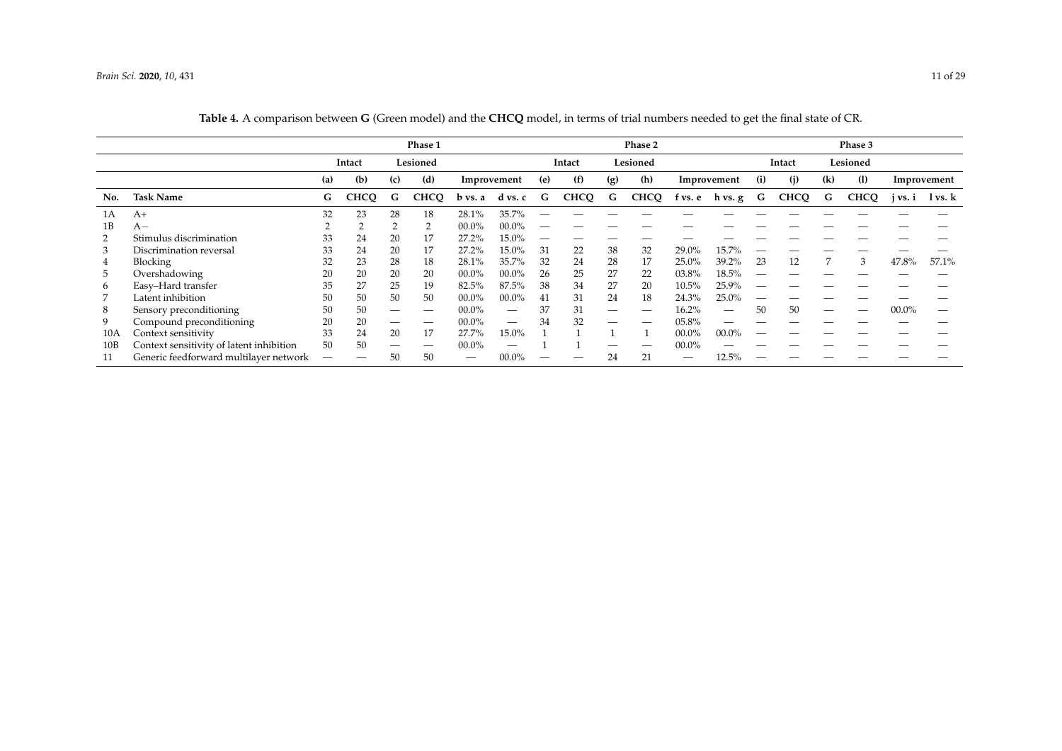**Table 4.** A comparison between **G** (Green model) and the **CHCQ** model, in terms of trial numbers needed to get the final state of CR.

| | | Phase 1 | | | | | | Phase 2 | | | | | | Phase 3 | | | | | |
|---|---|---|---|---|---|---|---|---|---|---|---|---|---|---|---|---|---|---|---|
| | | Intact | | Lesioned | | Improvement | | Intact | | Lesioned | | Improvement | | Intact | | Lesioned | | Improvement | |
| | | (a) | (b) | (c) | (d) | | | (e) | (f) | (g) | (h) | | | (i) | (j) | (k) | (l) | | |
| **No.** | **Task Name** | **G** | **CHCQ** | **G** | **CHCQ** | **b vs. a** | **d vs. c** | **G** | **CHCQ** | **G** | **CHCQ** | **f vs. e** | **h vs. g** | **G** | **CHCQ** | **G** | **CHCQ** | **j vs. i** | **l vs. k** |
| 1A | A+ | 32 | 23 | 28 | 18 | 28.1% | 35.7% | — | — | — | — | — | — | — | — | — | — | — | — |
| 1B | A− | 2 | 2 | 2 | 2 | 00.0% | 00.0% | — | — | — | — | — | — | — | — | — | — | — | — |
| 2 | Stimulus discrimination | 33 | 24 | 20 | 17 | 27.2% | 15.0% | — | — | — | — | — | — | — | — | — | — | — | — |
| 3 | Discrimination reversal | 33 | 24 | 20 | 17 | 27.2% | 15.0% | 31 | 22 | 38 | 32 | 29.0% | 15.7% | — | — | — | — | — | — |
| 4 | Blocking | 32 | 23 | 28 | 18 | 28.1% | 35.7% | 32 | 24 | 28 | 17 | 25.0% | 39.2% | 23 | 12 | 7 | 3 | 47.8% | 57.1% |
| 5 | Overshadowing | 20 | 20 | 20 | 20 | 00.0% | 00.0% | 26 | 25 | 27 | 22 | 03.8% | 18.5% | — | — | — | — | — | — |
| 6 | Easy–Hard transfer | 35 | 27 | 25 | 19 | 82.5% | 87.5% | 38 | 34 | 27 | 20 | 10.5% | 25.9% | — | — | — | — | — | — |
| 7 | Latent inhibition | 50 | 50 | 50 | 50 | 00.0% | 00.0% | 41 | 31 | 24 | 18 | 24.3% | 25.0% | — | — | — | — | — | — |
| 8 | Sensory preconditioning | 50 | 50 | — | — | 00.0% | — | 37 | 31 | — | — | 16.2% | — | 50 | 50 | — | — | 00.0% | — |
| 9 | Compound preconditioning | 20 | 20 | — | — | 00.0% | — | 34 | 32 | — | — | 05.8% | — | — | — | — | — | — | — |
| 10A | Context sensitivity | 33 | 24 | 20 | 17 | 27.7% | 15.0% | 1 | 1 | 1 | 1 | 00.0% | 00.0% | — | — | — | — | — | — |
| 10B | Context sensitivity of latent inhibition | 50 | 50 | — | — | 00.0% | — | 1 | 1 | — | — | 00.0% | — | — | — | — | — | — | — |
| 11 | Generic feedforward multilayer network | — | — | 50 | 50 | — | 00.0% | — | — | 24 | 21 | — | 12.5% | — | — | — | — | — | — |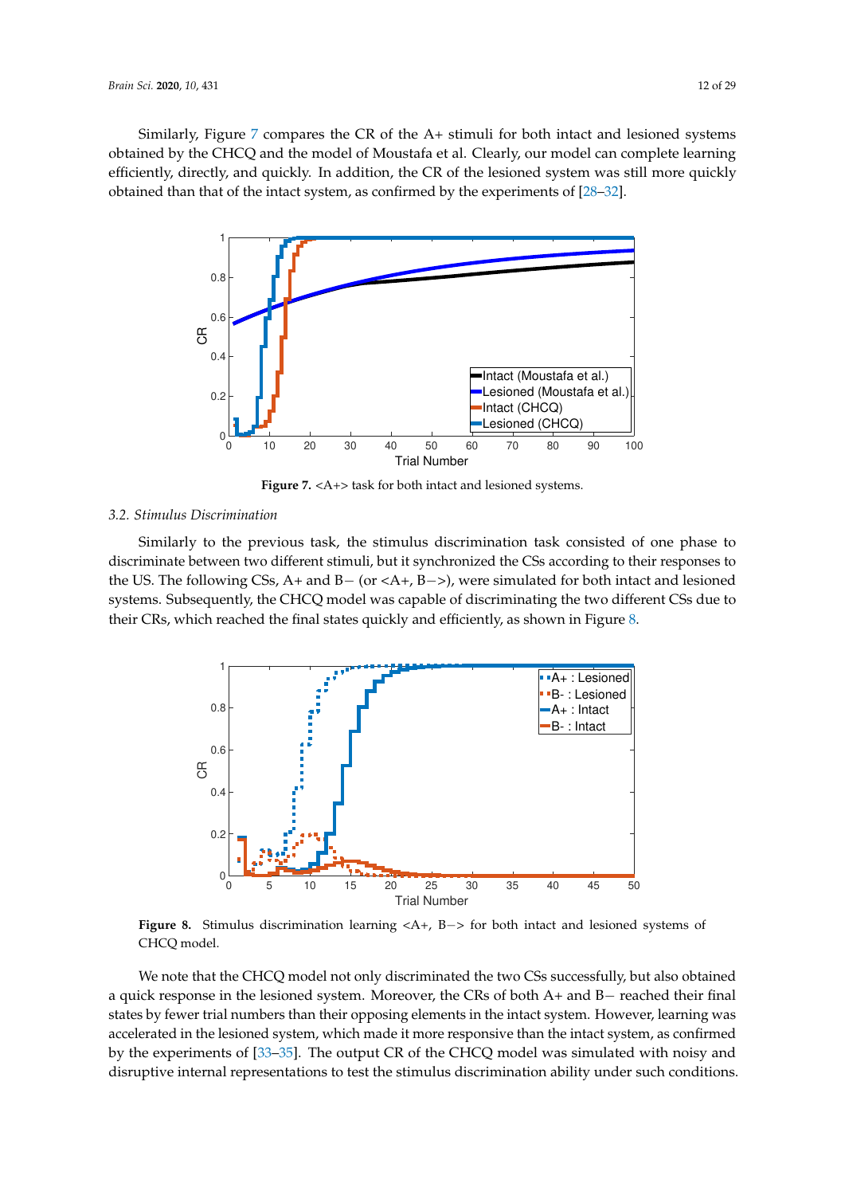Similarly, Figure 7 compares the CR of the A+ stimuli for both intact and lesioned systems obtained by the CHCQ and the model of Moustafa et al. Clearly, our model can complete learning efficiently, directly, and quickly. In addition, the CR of the lesioned system was still more quickly obtained than that of the intact system, as confirmed by the experiments of [28–32].

**Figure 7.** <A+> task for both intact and lesioned systems.

### 3.2. Stimulus Discrimination

Similarly to the previous task, the stimulus discrimination task consisted of one phase to discriminate between two different stimuli, but it synchronized the CSs according to their responses to the US. The following CSs, A+ and B− (or <A+, B−>), were simulated for both intact and lesioned systems. Subsequently, the CHCQ model was capable of discriminating the two different CSs due to their CRs, which reached the final states quickly and efficiently, as shown in Figure 8.

**Figure 8.** Stimulus discrimination learning <A+, B−> for both intact and lesioned systems of CHCQ model.

We note that the CHCQ model not only discriminated the two CSs successfully, but also obtained a quick response in the lesioned system. Moreover, the CRs of both A+ and B− reached their final states by fewer trial numbers than their opposing elements in the intact system. However, learning was accelerated in the lesioned system, which made it more responsive than the intact system, as confirmed by the experiments of [33–35]. The output CR of the CHCQ model was simulated with noisy and disruptive internal representations to test the stimulus discrimination ability under such conditions.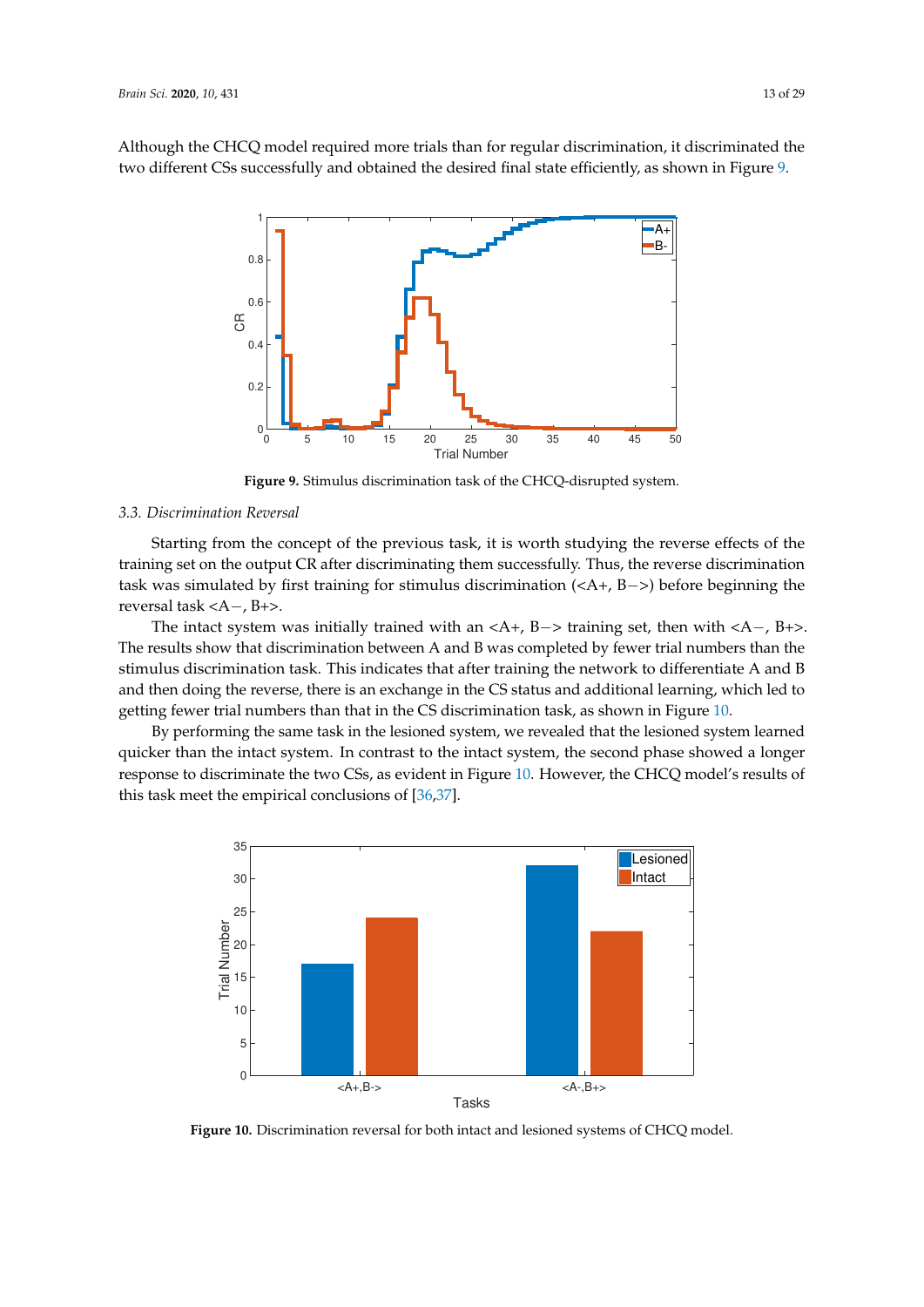Although the CHCQ model required more trials than for regular discrimination, it discriminated the two different CSs successfully and obtained the desired final state efficiently, as shown in Figure 9.

**Figure 9.** Stimulus discrimination task of the CHCQ-disrupted system.

### 3.3. Discrimination Reversal

Starting from the concept of the previous task, it is worth studying the reverse effects of the training set on the output CR after discriminating them successfully. Thus, the reverse discrimination task was simulated by first training for stimulus discrimination (<A+, B−>) before beginning the reversal task <A−, B+>.

The intact system was initially trained with an <A+, B−> training set, then with <A−, B+>. The results show that discrimination between A and B was completed by fewer trial numbers than the stimulus discrimination task. This indicates that after training the network to differentiate A and B and then doing the reverse, there is an exchange in the CS status and additional learning, which led to getting fewer trial numbers than that in the CS discrimination task, as shown in Figure 10.

By performing the same task in the lesioned system, we revealed that the lesioned system learned quicker than the intact system. In contrast to the intact system, the second phase showed a longer response to discriminate the two CSs, as evident in Figure 10. However, the CHCQ model's results of this task meet the empirical conclusions of [36,37].

**Figure 10.** Discrimination reversal for both intact and lesioned systems of CHCQ model.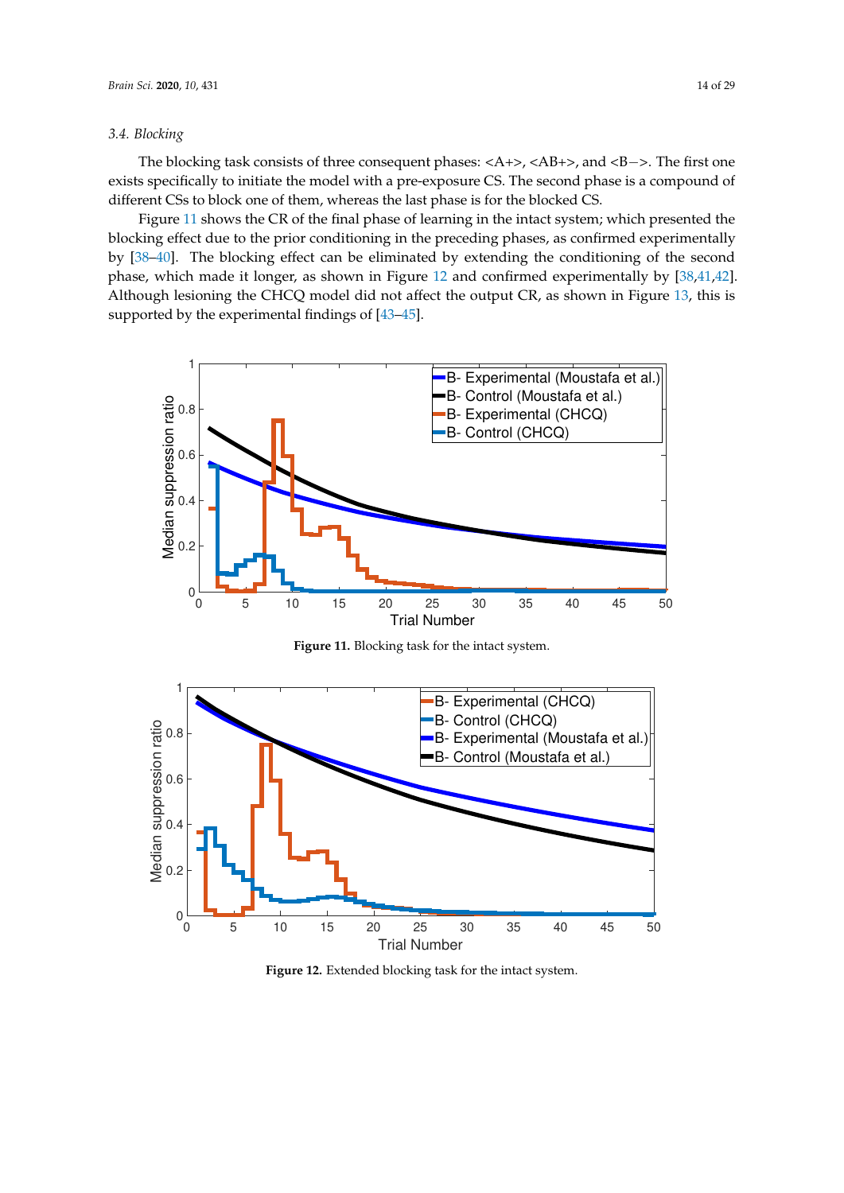### 3.4. Blocking

The blocking task consists of three consequent phases: <A+>, <AB+>, and <B−>. The first one exists specifically to initiate the model with a pre-exposure CS. The second phase is a compound of different CSs to block one of them, whereas the last phase is for the blocked CS.

Figure 11 shows the CR of the final phase of learning in the intact system; which presented the blocking effect due to the prior conditioning in the preceding phases, as confirmed experimentally by [38–40]. The blocking effect can be eliminated by extending the conditioning of the second phase, which made it longer, as shown in Figure 12 and confirmed experimentally by [38,41,42]. Although lesioning the CHCQ model did not affect the output CR, as shown in Figure 13, this is supported by the experimental findings of [43–45].

**Figure 11.** Blocking task for the intact system.

**Figure 12.** Extended blocking task for the intact system.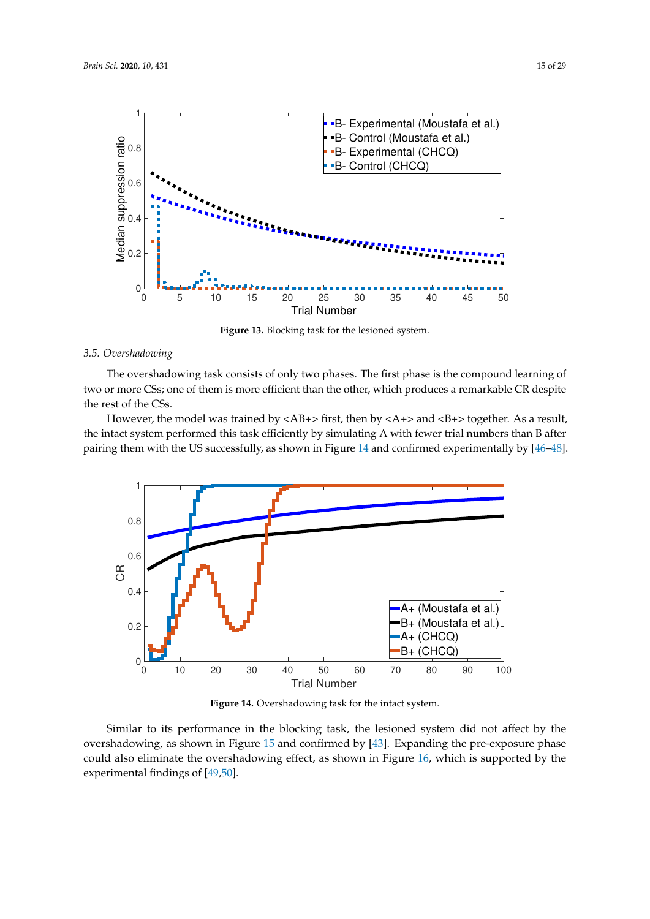Figure 13. Blocking task for the lesioned system.

### 3.5. Overshadowing

The overshadowing task consists of only two phases. The first phase is the compound learning of two or more CSs; one of them is more efficient than the other, which produces a remarkable CR despite the rest of the CSs.

However, the model was trained by <AB+> first, then by <A+> and <B+> together. As a result, the intact system performed this task efficiently by simulating A with fewer trial numbers than B after pairing them with the US successfully, as shown in Figure 14 and confirmed experimentally by [46–48].

Figure 14. Overshadowing task for the intact system.

Similar to its performance in the blocking task, the lesioned system did not affect by the overshadowing, as shown in Figure 15 and confirmed by [43]. Expanding the pre-exposure phase could also eliminate the overshadowing effect, as shown in Figure 16, which is supported by the experimental findings of [49,50].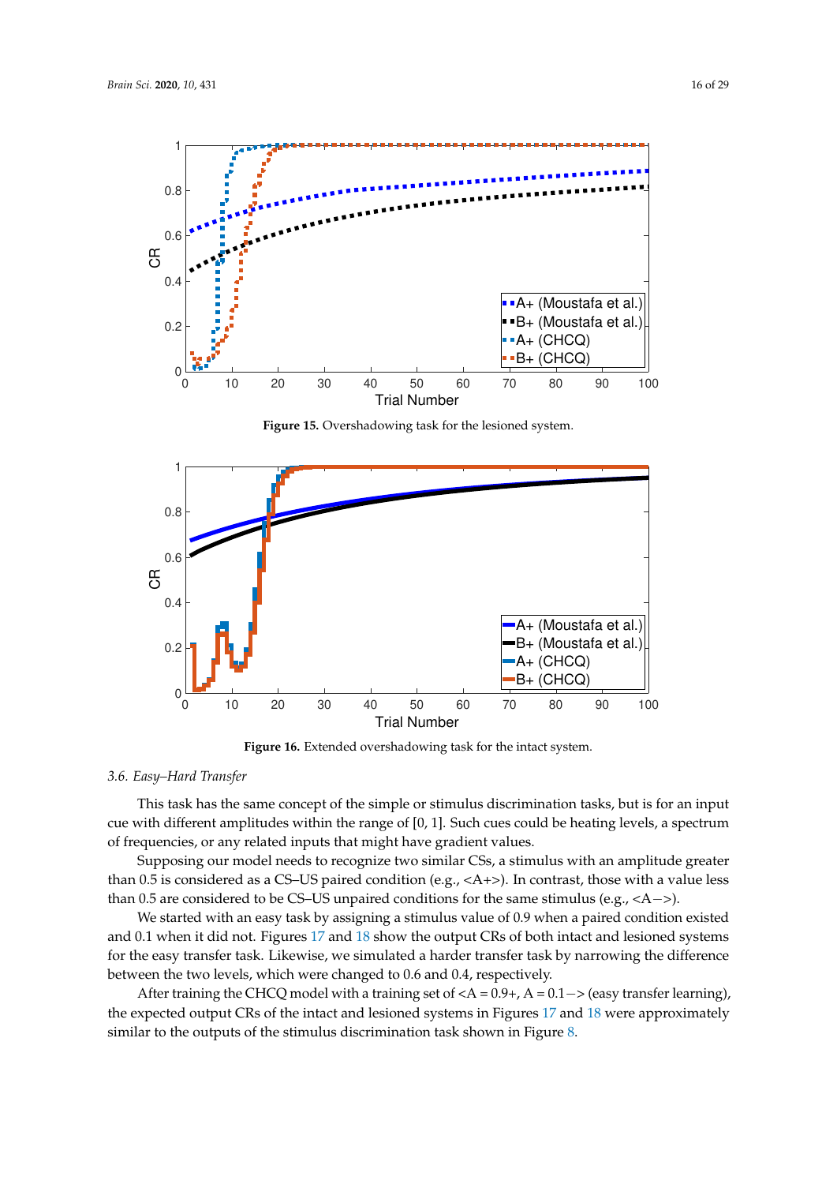Figure 15. Overshadowing task for the lesioned system.

Figure 16. Extended overshadowing task for the intact system.

### 3.6. Easy–Hard Transfer

This task has the same concept of the simple or stimulus discrimination tasks, but is for an input cue with different amplitudes within the range of [0, 1]. Such cues could be heating levels, a spectrum of frequencies, or any related inputs that might have gradient values.

Supposing our model needs to recognize two similar CSs, a stimulus with an amplitude greater than 0.5 is considered as a CS–US paired condition (e.g., <A+>). In contrast, those with a value less than 0.5 are considered to be CS–US unpaired conditions for the same stimulus (e.g., <A−>).

We started with an easy task by assigning a stimulus value of 0.9 when a paired condition existed and 0.1 when it did not. Figures 17 and 18 show the output CRs of both intact and lesioned systems for the easy transfer task. Likewise, we simulated a harder transfer task by narrowing the difference between the two levels, which were changed to 0.6 and 0.4, respectively.

After training the CHCQ model with a training set of <A = 0.9+, A = 0.1−> (easy transfer learning), the expected output CRs of the intact and lesioned systems in Figures 17 and 18 were approximately similar to the outputs of the stimulus discrimination task shown in Figure 8.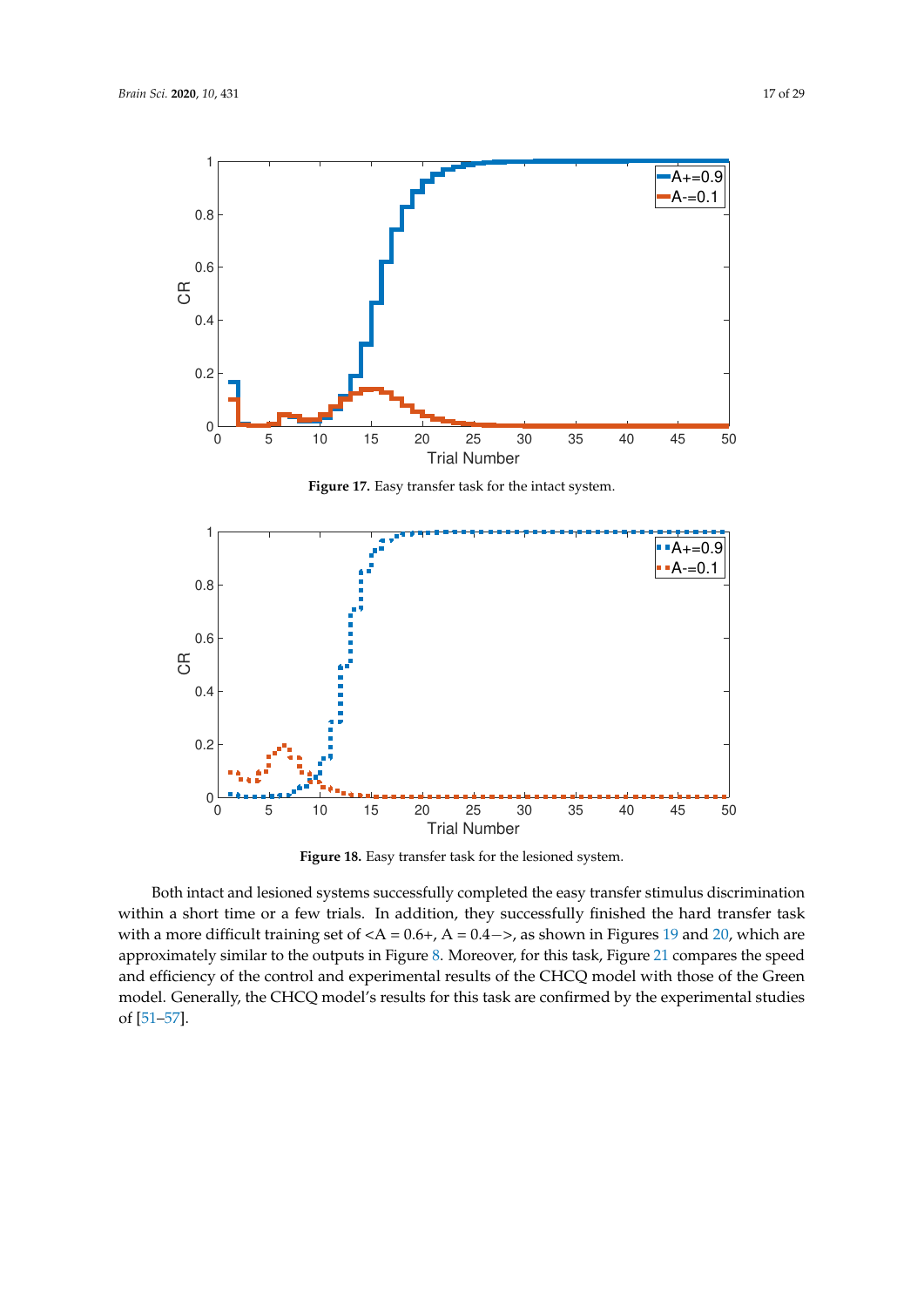Figure 17. Easy transfer task for the intact system.

Figure 18. Easy transfer task for the lesioned system.

Both intact and lesioned systems successfully completed the easy transfer stimulus discrimination within a short time or a few trials. In addition, they successfully finished the hard transfer task with a more difficult training set of <A = 0.6+, A = 0.4−>, as shown in Figures 19 and 20, which are approximately similar to the outputs in Figure 8. Moreover, for this task, Figure 21 compares the speed and efficiency of the control and experimental results of the CHCQ model with those of the Green model. Generally, the CHCQ model's results for this task are confirmed by the experimental studies of [51–57].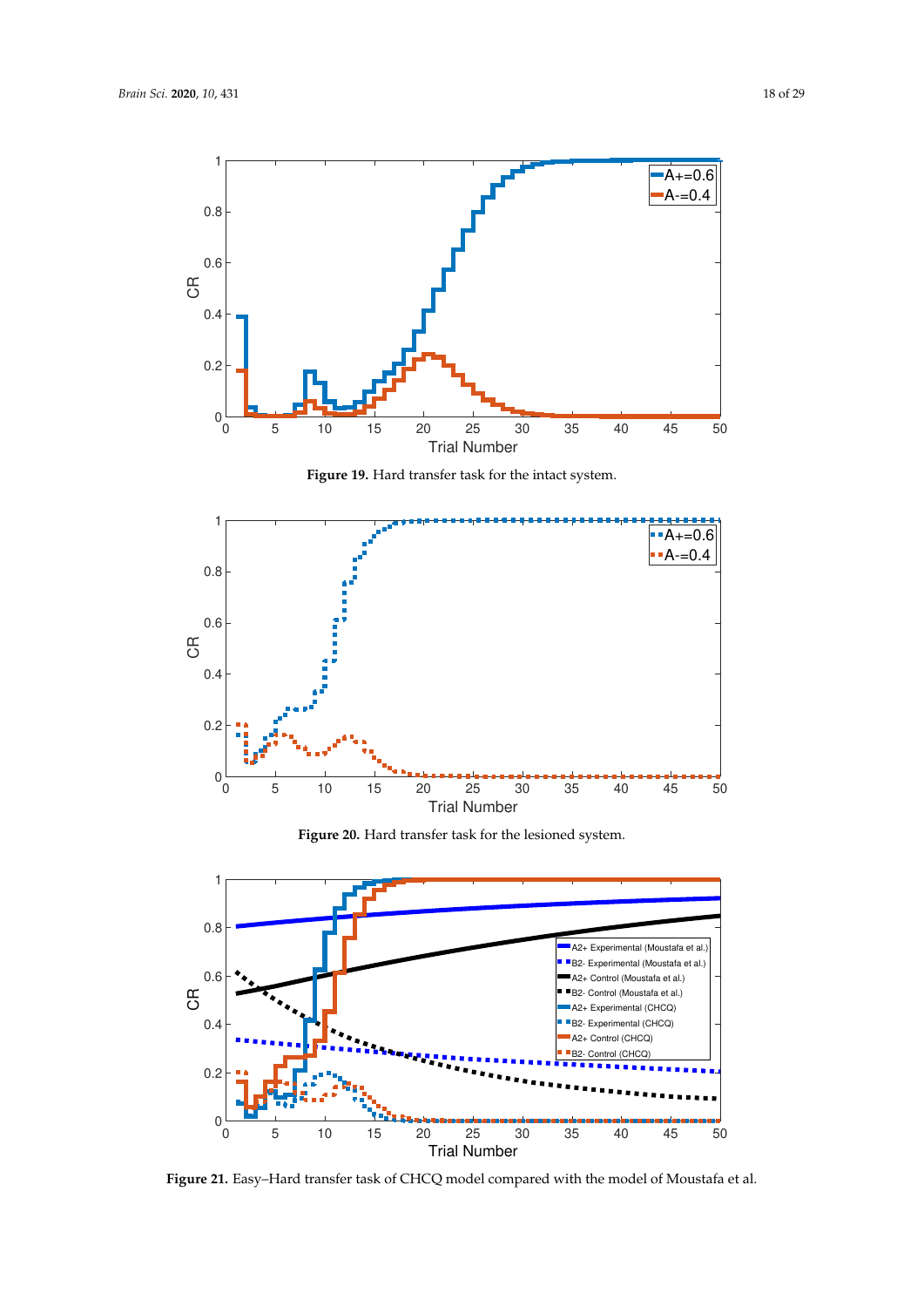**Figure 19.** Hard transfer task for the intact system.

**Figure 20.** Hard transfer task for the lesioned system.

**Figure 21.** Easy–Hard transfer task of CHCQ model compared with the model of Moustafa et al.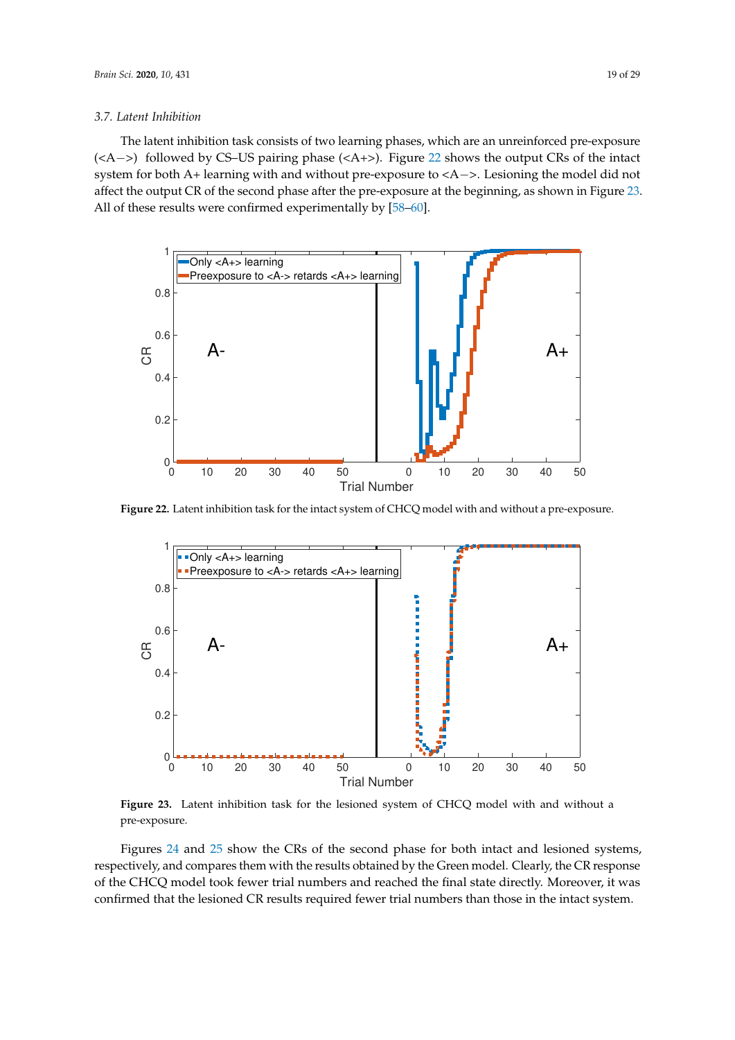### 3.7. Latent Inhibition

The latent inhibition task consists of two learning phases, which are an unreinforced pre-exposure (<A−>) followed by CS–US pairing phase (<A+>). Figure 22 shows the output CRs of the intact system for both A+ learning with and without pre-exposure to <A−>. Lesioning the model did not affect the output CR of the second phase after the pre-exposure at the beginning, as shown in Figure 23. All of these results were confirmed experimentally by [58–60].

**Figure 22.** Latent inhibition task for the intact system of CHCQ model with and without a pre-exposure.

**Figure 23.** Latent inhibition task for the lesioned system of CHCQ model with and without a pre-exposure.

Figures 24 and 25 show the CRs of the second phase for both intact and lesioned systems, respectively, and compares them with the results obtained by the Green model. Clearly, the CR response of the CHCQ model took fewer trial numbers and reached the final state directly. Moreover, it was confirmed that the lesioned CR results required fewer trial numbers than those in the intact system.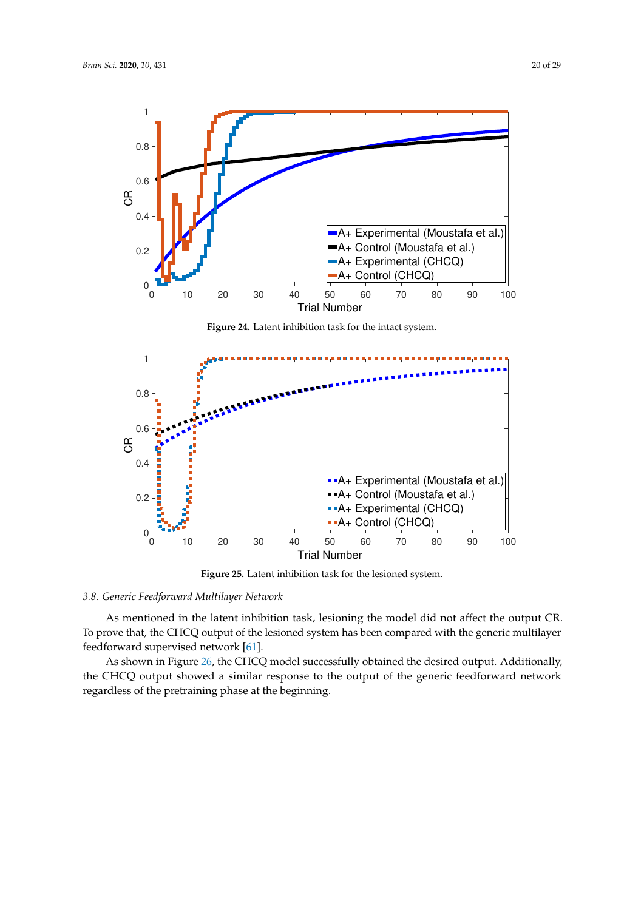**Figure 24.** Latent inhibition task for the intact system.

**Figure 25.** Latent inhibition task for the lesioned system.

### *3.8. Generic Feedforward Multilayer Network*

As mentioned in the latent inhibition task, lesioning the model did not affect the output CR. To prove that, the CHCQ output of the lesioned system has been compared with the generic multilayer feedforward supervised network [61].

As shown in Figure 26, the CHCQ model successfully obtained the desired output. Additionally, the CHCQ output showed a similar response to the output of the generic feedforward network regardless of the pretraining phase at the beginning.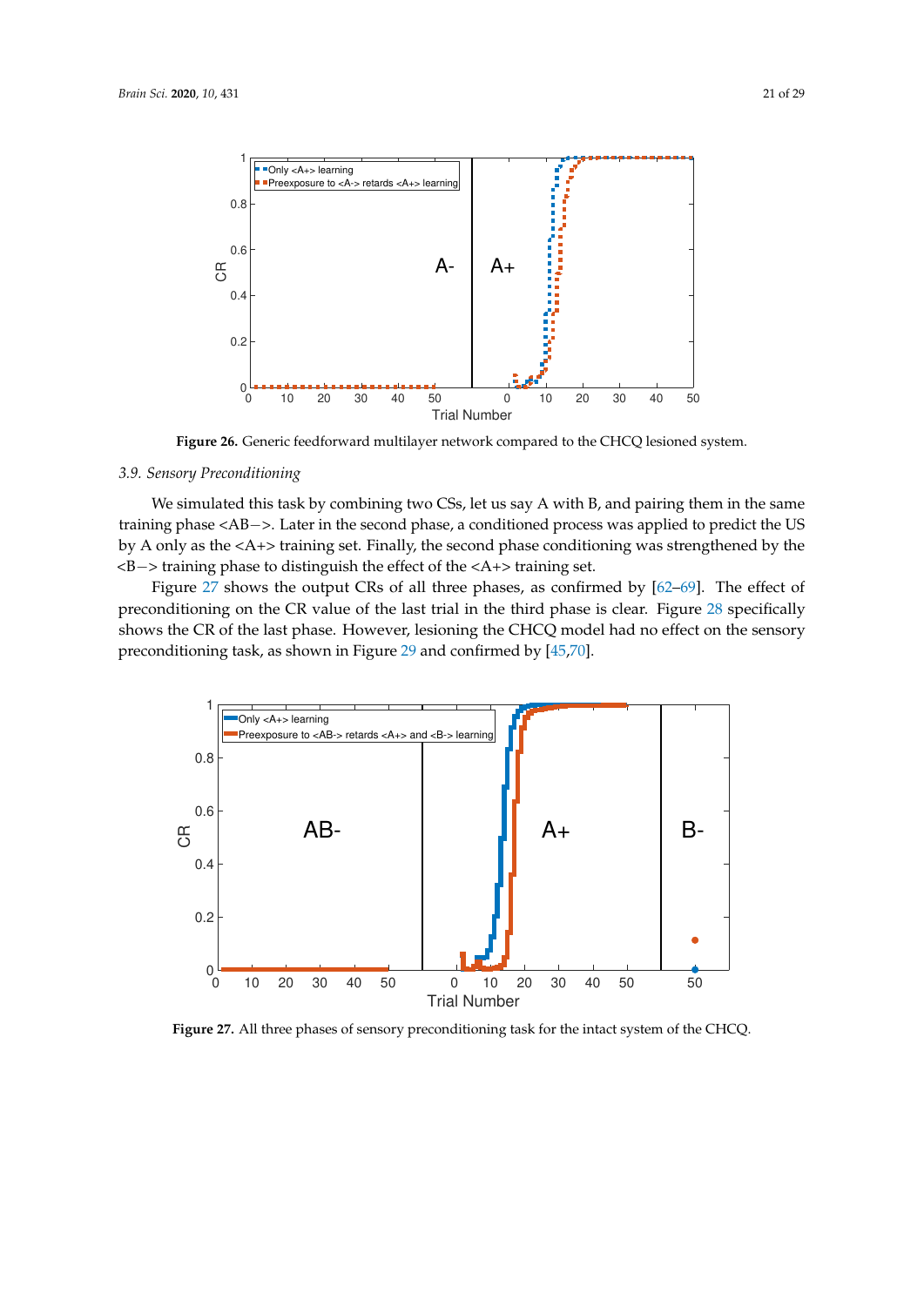Figure 26. Generic feedforward multilayer network compared to the CHCQ lesioned system.

### 3.9. Sensory Preconditioning

We simulated this task by combining two CSs, let us say A with B, and pairing them in the same training phase <AB−>. Later in the second phase, a conditioned process was applied to predict the US by A only as the <A+> training set. Finally, the second phase conditioning was strengthened by the <B−> training phase to distinguish the effect of the <A+> training set.

Figure 27 shows the output CRs of all three phases, as confirmed by [62–69]. The effect of preconditioning on the CR value of the last trial in the third phase is clear. Figure 28 specifically shows the CR of the last phase. However, lesioning the CHCQ model had no effect on the sensory preconditioning task, as shown in Figure 29 and confirmed by [45,70].

Figure 27. All three phases of sensory preconditioning task for the intact system of the CHCQ.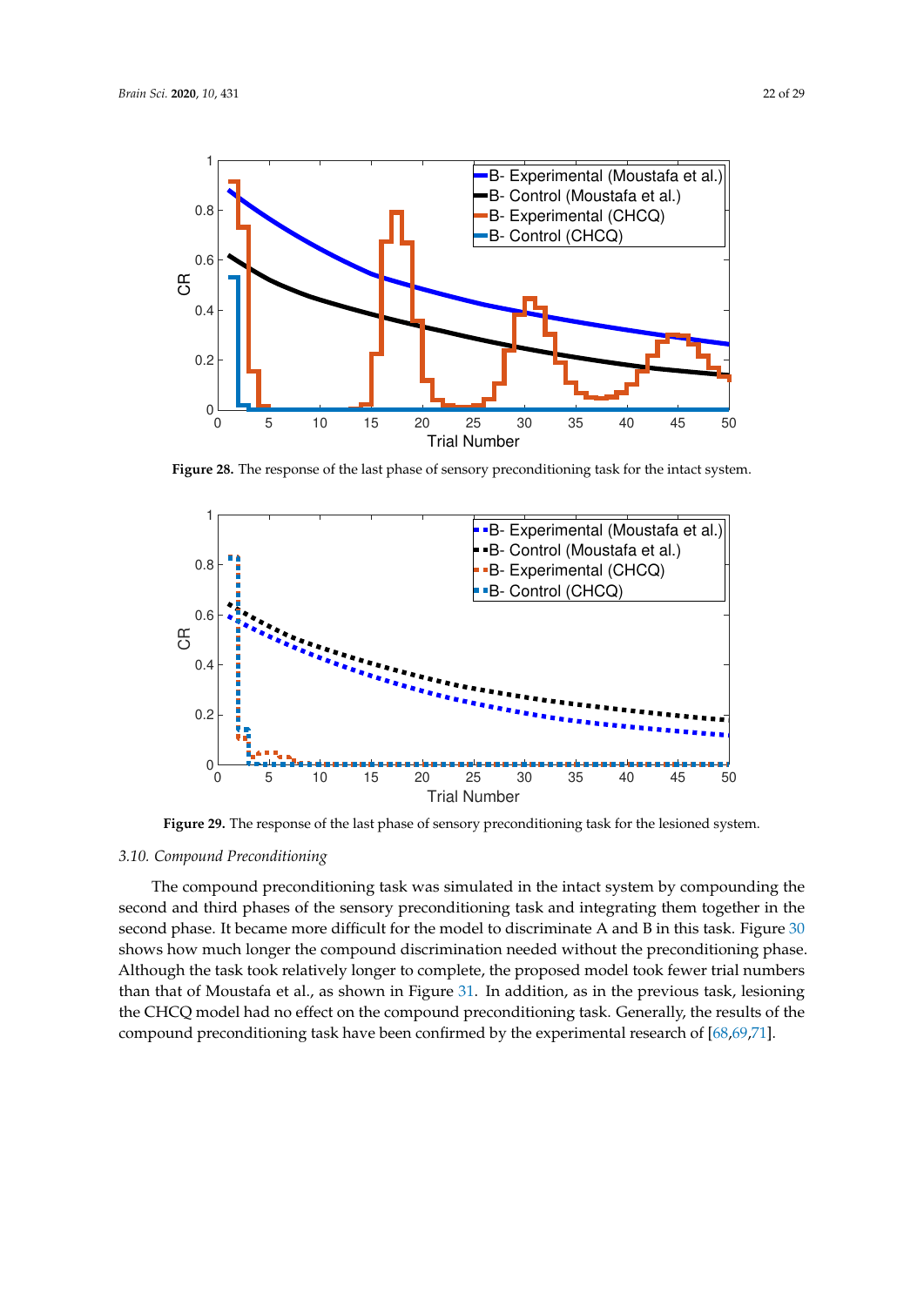Figure 28. The response of the last phase of sensory preconditioning task for the intact system.

Figure 29. The response of the last phase of sensory preconditioning task for the lesioned system.

### 3.10. Compound Preconditioning

The compound preconditioning task was simulated in the intact system by compounding the second and third phases of the sensory preconditioning task and integrating them together in the second phase. It became more difficult for the model to discriminate A and B in this task. Figure 30 shows how much longer the compound discrimination needed without the preconditioning phase. Although the task took relatively longer to complete, the proposed model took fewer trial numbers than that of Moustafa et al., as shown in Figure 31. In addition, as in the previous task, lesioning the CHCQ model had no effect on the compound preconditioning task. Generally, the results of the compound preconditioning task have been confirmed by the experimental research of [68,69,71].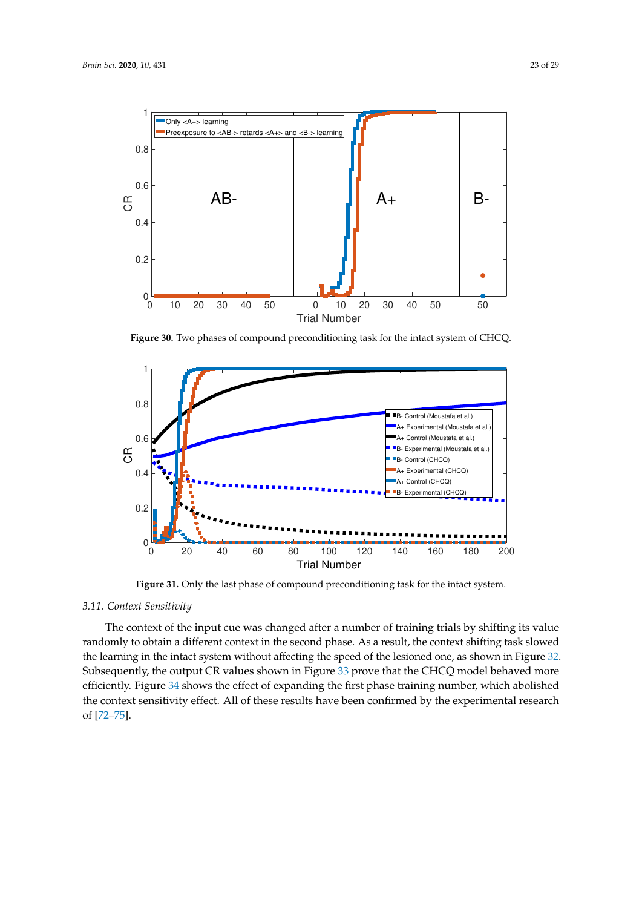**Figure 30.** Two phases of compound preconditioning task for the intact system of CHCQ.

**Figure 31.** Only the last phase of compound preconditioning task for the intact system.

### 3.11. Context Sensitivity

The context of the input cue was changed after a number of training trials by shifting its value randomly to obtain a different context in the second phase. As a result, the context shifting task slowed the learning in the intact system without affecting the speed of the lesioned one, as shown in Figure 32. Subsequently, the output CR values shown in Figure 33 prove that the CHCQ model behaved more efficiently. Figure 34 shows the effect of expanding the first phase training number, which abolished the context sensitivity effect. All of these results have been confirmed by the experimental research of [72–75].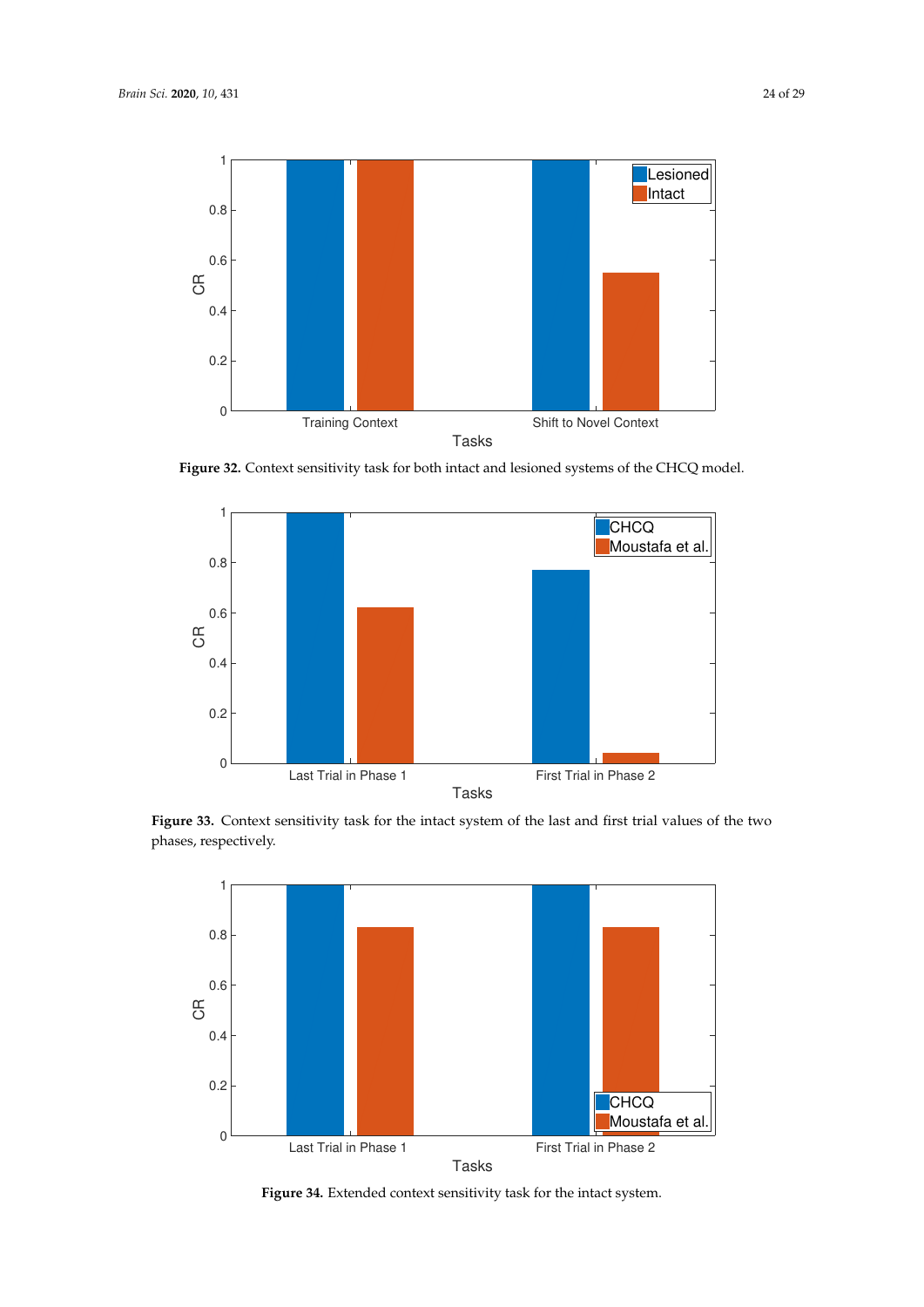**Figure 32.** Context sensitivity task for both intact and lesioned systems of the CHCQ model.

**Figure 33.** Context sensitivity task for the intact system of the last and first trial values of the two phases, respectively.

**Figure 34.** Extended context sensitivity task for the intact system.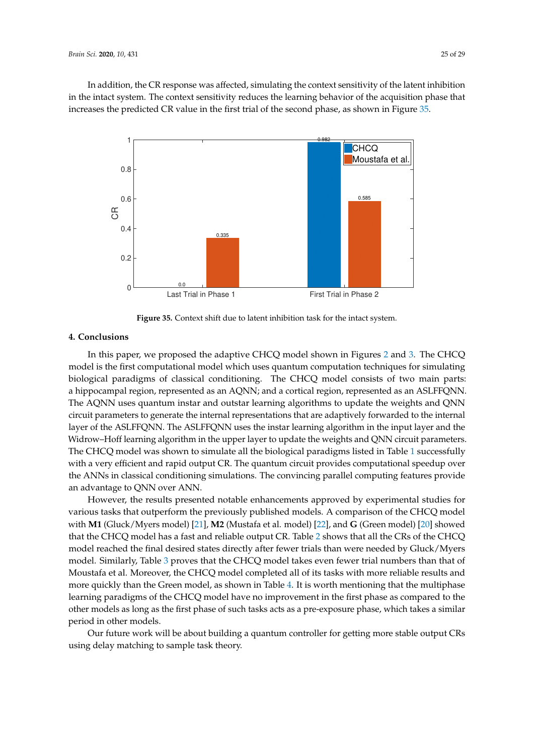In addition, the CR response was affected, simulating the context sensitivity of the latent inhibition in the intact system. The context sensitivity reduces the learning behavior of the acquisition phase that increases the predicted CR value in the first trial of the second phase, as shown in Figure 35.

**Figure 35.** Context shift due to latent inhibition task for the intact system.

## 4. Conclusions

In this paper, we proposed the adaptive CHCQ model shown in Figures 2 and 3. The CHCQ model is the first computational model which uses quantum computation techniques for simulating biological paradigms of classical conditioning. The CHCQ model consists of two main parts: a hippocampal region, represented as an AQNN; and a cortical region, represented as an ASLFFQNN. The AQNN uses quantum instar and outstar learning algorithms to update the weights and QNN circuit parameters to generate the internal representations that are adaptively forwarded to the internal layer of the ASLFFQNN. The ASLFFQNN uses the instar learning algorithm in the input layer and the Widrow–Hoff learning algorithm in the upper layer to update the weights and QNN circuit parameters. The CHCQ model was shown to simulate all the biological paradigms listed in Table 1 successfully with a very efficient and rapid output CR. The quantum circuit provides computational speedup over the ANNs in classical conditioning simulations. The convincing parallel computing features provide an advantage to QNN over ANN.

However, the results presented notable enhancements approved by experimental studies for various tasks that outperform the previously published models. A comparison of the CHCQ model with **M1** (Gluck/Myers model) [21], **M2** (Mustafa et al. model) [22], and **G** (Green model) [20] showed that the CHCQ model has a fast and reliable output CR. Table 2 shows that all the CRs of the CHCQ model reached the final desired states directly after fewer trials than were needed by Gluck/Myers model. Similarly, Table 3 proves that the CHCQ model takes even fewer trial numbers than that of Moustafa et al. Moreover, the CHCQ model completed all of its tasks with more reliable results and more quickly than the Green model, as shown in Table 4. It is worth mentioning that the multiphase learning paradigms of the CHCQ model have no improvement in the first phase as compared to the other models as long as the first phase of such tasks acts as a pre-exposure phase, which takes a similar period in other models.

Our future work will be about building a quantum controller for getting more stable output CRs using delay matching to sample task theory.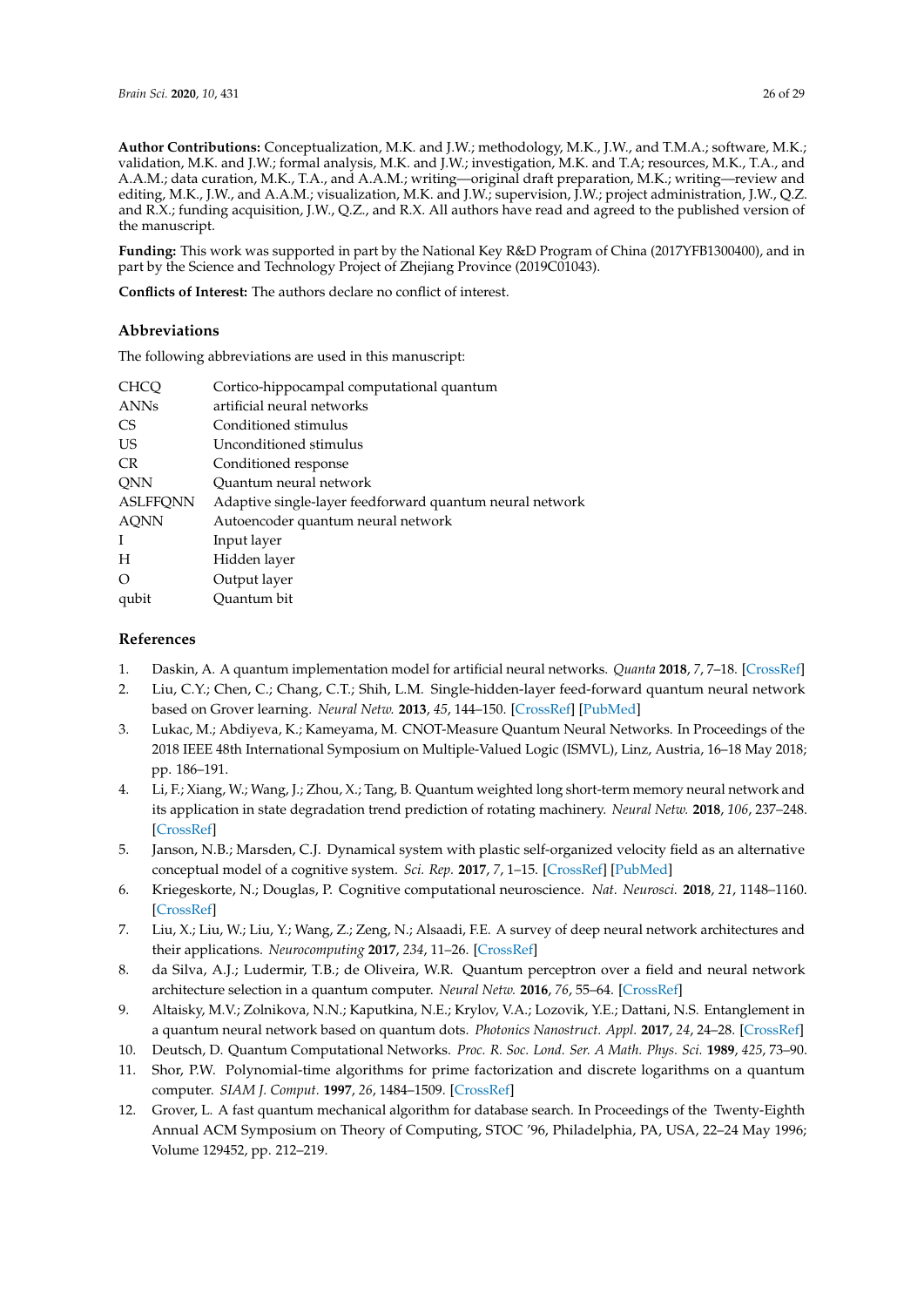**Author Contributions:** Conceptualization, M.K. and J.W.; methodology, M.K., J.W., and T.M.A.; software, M.K.; validation, M.K. and J.W.; formal analysis, M.K. and J.W.; investigation, M.K. and T.A; resources, M.K., T.A., and A.A.M.; data curation, M.K., T.A., and A.A.M.; writing—original draft preparation, M.K.; writing—review and editing, M.K., J.W., and A.A.M.; visualization, M.K. and J.W.; supervision, J.W.; project administration, J.W., Q.Z. and R.X.; funding acquisition, J.W., Q.Z., and R.X. All authors have read and agreed to the published version of the manuscript.

**Funding:** This work was supported in part by the National Key R&D Program of China (2017YFB1300400), and in part by the Science and Technology Project of Zhejiang Province (2019C01043).

**Conflicts of Interest:** The authors declare no conflict of interest.

## Abbreviations

The following abbreviations are used in this manuscript:

| | |
|---|---|
| CHCQ | Cortico-hippocampal computational quantum |
| ANNs | artificial neural networks |
| CS | Conditioned stimulus |
| US | Unconditioned stimulus |
| CR | Conditioned response |
| QNN | Quantum neural network |
| ASLFFQNN | Adaptive single-layer feedforward quantum neural network |
| AQNN | Autoencoder quantum neural network |
| I | Input layer |
| H | Hidden layer |
| O | Output layer |
| qubit | Quantum bit |

## References

1. Daskin, A. A quantum implementation model for artificial neural networks. *Quanta* **2018**, *7*, 7–18. [CrossRef]
2. Liu, C.Y.; Chen, C.; Chang, C.T.; Shih, L.M. Single-hidden-layer feed-forward quantum neural network based on Grover learning. *Neural Netw.* **2013**, *45*, 144–150. [CrossRef] [PubMed]
3. Lukac, M.; Abdiyeva, K.; Kameyama, M. CNOT-Measure Quantum Neural Networks. In Proceedings of the 2018 IEEE 48th International Symposium on Multiple-Valued Logic (ISMVL), Linz, Austria, 16–18 May 2018; pp. 186–191.
4. Li, F.; Xiang, W.; Wang, J.; Zhou, X.; Tang, B. Quantum weighted long short-term memory neural network and its application in state degradation trend prediction of rotating machinery. *Neural Netw.* **2018**, *106*, 237–248. [CrossRef]
5. Janson, N.B.; Marsden, C.J. Dynamical system with plastic self-organized velocity field as an alternative conceptual model of a cognitive system. *Sci. Rep.* **2017**, *7*, 1–15. [CrossRef] [PubMed]
6. Kriegeskorte, N.; Douglas, P. Cognitive computational neuroscience. *Nat. Neurosci.* **2018**, *21*, 1148–1160. [CrossRef]
7. Liu, X.; Liu, W.; Liu, Y.; Wang, Z.; Zeng, N.; Alsaadi, F.E. A survey of deep neural network architectures and their applications. *Neurocomputing* **2017**, *234*, 11–26. [CrossRef]
8. da Silva, A.J.; Ludermir, T.B.; de Oliveira, W.R. Quantum perceptron over a field and neural network architecture selection in a quantum computer. *Neural Netw.* **2016**, *76*, 55–64. [CrossRef]
9. Altaisky, M.V.; Zolnikova, N.N.; Kaputkina, N.E.; Krylov, V.A.; Lozovik, Y.E.; Dattani, N.S. Entanglement in a quantum neural network based on quantum dots. *Photonics Nanostruct. Appl.* **2017**, *24*, 24–28. [CrossRef]
10. Deutsch, D. Quantum Computational Networks. *Proc. R. Soc. Lond. Ser. A Math. Phys. Sci.* **1989**, *425*, 73–90.
11. Shor, P.W. Polynomial-time algorithms for prime factorization and discrete logarithms on a quantum computer. *SIAM J. Comput.* **1997**, *26*, 1484–1509. [CrossRef]
12. Grover, L. A fast quantum mechanical algorithm for database search. In Proceedings of the Twenty-Eighth Annual ACM Symposium on Theory of Computing, STOC '96, Philadelphia, PA, USA, 22–24 May 1996; Volume 129452, pp. 212–219.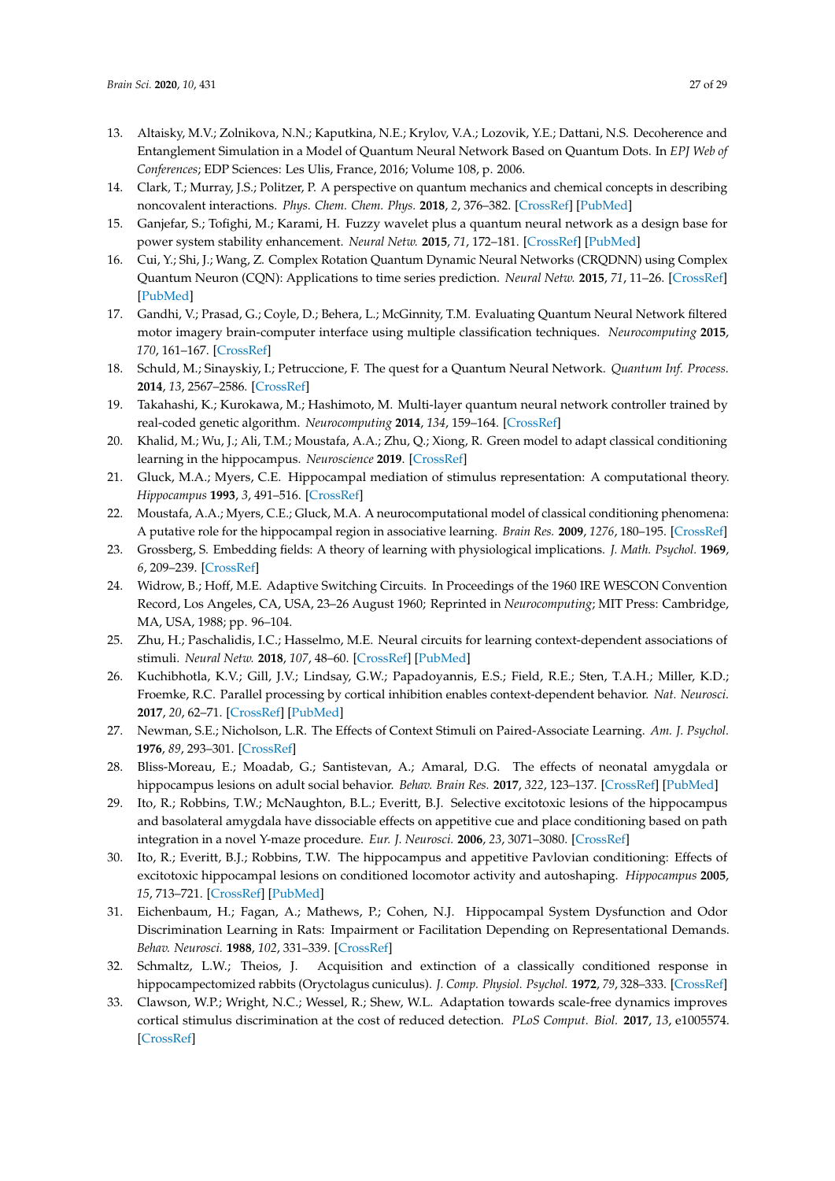13. Altaisky, M.V.; Zolnikova, N.N.; Kaputkina, N.E.; Krylov, V.A.; Lozovik, Y.E.; Dattani, N.S. Decoherence and Entanglement Simulation in a Model of Quantum Neural Network Based on Quantum Dots. In *EPJ Web of Conferences*; EDP Sciences: Les Ulis, France, 2016; Volume 108, p. 2006.
14. Clark, T.; Murray, J.S.; Politzer, P. A perspective on quantum mechanics and chemical concepts in describing noncovalent interactions. *Phys. Chem. Chem. Phys.* **2018**, *2*, 376–382. [CrossRef] [PubMed]
15. Ganjefar, S.; Tofighi, M.; Karami, H. Fuzzy wavelet plus a quantum neural network as a design base for power system stability enhancement. *Neural Netw.* **2015**, *71*, 172–181. [CrossRef] [PubMed]
16. Cui, Y.; Shi, J.; Wang, Z. Complex Rotation Quantum Dynamic Neural Networks (CRQDNN) using Complex Quantum Neuron (CQN): Applications to time series prediction. *Neural Netw.* **2015**, *71*, 11–26. [CrossRef] [PubMed]
17. Gandhi, V.; Prasad, G.; Coyle, D.; Behera, L.; McGinnity, T.M. Evaluating Quantum Neural Network filtered motor imagery brain-computer interface using multiple classification techniques. *Neurocomputing* **2015**, *170*, 161–167. [CrossRef]
18. Schuld, M.; Sinayskiy, I.; Petruccione, F. The quest for a Quantum Neural Network. *Quantum Inf. Process.* **2014**, *13*, 2567–2586. [CrossRef]
19. Takahashi, K.; Kurokawa, M.; Hashimoto, M. Multi-layer quantum neural network controller trained by real-coded genetic algorithm. *Neurocomputing* **2014**, *134*, 159–164. [CrossRef]
20. Khalid, M.; Wu, J.; Ali, T.M.; Moustafa, A.A.; Zhu, Q.; Xiong, R. Green model to adapt classical conditioning learning in the hippocampus. *Neuroscience* **2019**. [CrossRef]
21. Gluck, M.A.; Myers, C.E. Hippocampal mediation of stimulus representation: A computational theory. *Hippocampus* **1993**, *3*, 491–516. [CrossRef]
22. Moustafa, A.A.; Myers, C.E.; Gluck, M.A. A neurocomputational model of classical conditioning phenomena: A putative role for the hippocampal region in associative learning. *Brain Res.* **2009**, *1276*, 180–195. [CrossRef]
23. Grossberg, S. Embedding fields: A theory of learning with physiological implications. *J. Math. Psychol.* **1969**, *6*, 209–239. [CrossRef]
24. Widrow, B.; Hoff, M.E. Adaptive Switching Circuits. In Proceedings of the 1960 IRE WESCON Convention Record, Los Angeles, CA, USA, 23–26 August 1960; Reprinted in *Neurocomputing*; MIT Press: Cambridge, MA, USA, 1988; pp. 96–104.
25. Zhu, H.; Paschalidis, I.C.; Hasselmo, M.E. Neural circuits for learning context-dependent associations of stimuli. *Neural Netw.* **2018**, *107*, 48–60. [CrossRef] [PubMed]
26. Kuchibhotla, K.V.; Gill, J.V.; Lindsay, G.W.; Papadoyannis, E.S.; Field, R.E.; Sten, T.A.H.; Miller, K.D.; Froemke, R.C. Parallel processing by cortical inhibition enables context-dependent behavior. *Nat. Neurosci.* **2017**, *20*, 62–71. [CrossRef] [PubMed]
27. Newman, S.E.; Nicholson, L.R. The Effects of Context Stimuli on Paired-Associate Learning. *Am. J. Psychol.* **1976**, *89*, 293–301. [CrossRef]
28. Bliss-Moreau, E.; Moadab, G.; Santistevan, A.; Amaral, D.G. The effects of neonatal amygdala or hippocampus lesions on adult social behavior. *Behav. Brain Res.* **2017**, *322*, 123–137. [CrossRef] [PubMed]
29. Ito, R.; Robbins, T.W.; McNaughton, B.L.; Everitt, B.J. Selective excitotoxic lesions of the hippocampus and basolateral amygdala have dissociable effects on appetitive cue and place conditioning based on path integration in a novel Y-maze procedure. *Eur. J. Neurosci.* **2006**, *23*, 3071–3080. [CrossRef]
30. Ito, R.; Everitt, B.J.; Robbins, T.W. The hippocampus and appetitive Pavlovian conditioning: Effects of excitotoxic hippocampal lesions on conditioned locomotor activity and autoshaping. *Hippocampus* **2005**, *15*, 713–721. [CrossRef] [PubMed]
31. Eichenbaum, H.; Fagan, A.; Mathews, P.; Cohen, N.J. Hippocampal System Dysfunction and Odor Discrimination Learning in Rats: Impairment or Facilitation Depending on Representational Demands. *Behav. Neurosci.* **1988**, *102*, 331–339. [CrossRef]
32. Schmaltz, L.W.; Theios, J. Acquisition and extinction of a classically conditioned response in hippocampectomized rabbits (Oryctolagus cuniculus). *J. Comp. Physiol. Psychol.* **1972**, *79*, 328–333. [CrossRef]
33. Clawson, W.P.; Wright, N.C.; Wessel, R.; Shew, W.L. Adaptation towards scale-free dynamics improves cortical stimulus discrimination at the cost of reduced detection. *PLoS Comput. Biol.* **2017**, *13*, e1005574. [CrossRef]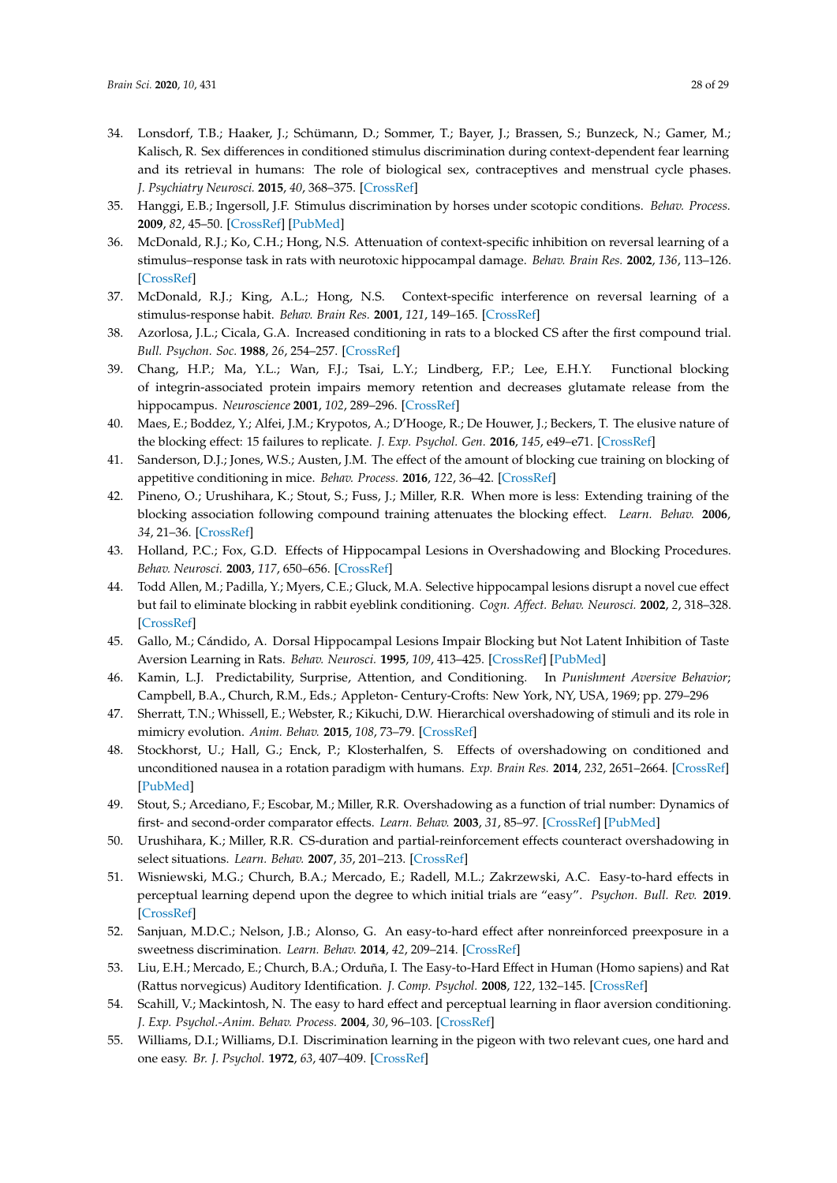34. Lonsdorf, T.B.; Haaker, J.; Schümann, D.; Sommer, T.; Bayer, J.; Brassen, S.; Bunzeck, N.; Gamer, M.; Kalisch, R. Sex differences in conditioned stimulus discrimination during context-dependent fear learning and its retrieval in humans: The role of biological sex, contraceptives and menstrual cycle phases. *J. Psychiatry Neurosci.* **2015**, *40*, 368–375. [CrossRef]
35. Hanggi, E.B.; Ingersoll, J.F. Stimulus discrimination by horses under scotopic conditions. *Behav. Process.* **2009**, *82*, 45–50. [CrossRef] [PubMed]
36. McDonald, R.J.; Ko, C.H.; Hong, N.S. Attenuation of context-specific inhibition on reversal learning of a stimulus–response task in rats with neurotoxic hippocampal damage. *Behav. Brain Res.* **2002**, *136*, 113–126. [CrossRef]
37. McDonald, R.J.; King, A.L.; Hong, N.S. Context-specific interference on reversal learning of a stimulus-response habit. *Behav. Brain Res.* **2001**, *121*, 149–165. [CrossRef]
38. Azorlosa, J.L.; Cicala, G.A. Increased conditioning in rats to a blocked CS after the first compound trial. *Bull. Psychon. Soc.* **1988**, *26*, 254–257. [CrossRef]
39. Chang, H.P.; Ma, Y.L.; Wan, F.J.; Tsai, L.Y.; Lindberg, F.P.; Lee, E.H.Y. Functional blocking of integrin-associated protein impairs memory retention and decreases glutamate release from the hippocampus. *Neuroscience* **2001**, *102*, 289–296. [CrossRef]
40. Maes, E.; Boddez, Y.; Alfei, J.M.; Krypotos, A.; D'Hooge, R.; De Houwer, J.; Beckers, T. The elusive nature of the blocking effect: 15 failures to replicate. *J. Exp. Psychol. Gen.* **2016**, *145*, e49–e71. [CrossRef]
41. Sanderson, D.J.; Jones, W.S.; Austen, J.M. The effect of the amount of blocking cue training on blocking of appetitive conditioning in mice. *Behav. Process.* **2016**, *122*, 36–42. [CrossRef]
42. Pineno, O.; Urushihara, K.; Stout, S.; Fuss, J.; Miller, R.R. When more is less: Extending training of the blocking association following compound training attenuates the blocking effect. *Learn. Behav.* **2006**, *34*, 21–36. [CrossRef]
43. Holland, P.C.; Fox, G.D. Effects of Hippocampal Lesions in Overshadowing and Blocking Procedures. *Behav. Neurosci.* **2003**, *117*, 650–656. [CrossRef]
44. Todd Allen, M.; Padilla, Y.; Myers, C.E.; Gluck, M.A. Selective hippocampal lesions disrupt a novel cue effect but fail to eliminate blocking in rabbit eyeblink conditioning. *Cogn. Affect. Behav. Neurosci.* **2002**, *2*, 318–328. [CrossRef]
45. Gallo, M.; Cándido, A. Dorsal Hippocampal Lesions Impair Blocking but Not Latent Inhibition of Taste Aversion Learning in Rats. *Behav. Neurosci.* **1995**, *109*, 413–425. [CrossRef] [PubMed]
46. Kamin, L.J. Predictability, Surprise, Attention, and Conditioning. In *Punishment Aversive Behavior*; Campbell, B.A., Church, R.M., Eds.; Appleton- Century-Crofts: New York, NY, USA, 1969; pp. 279–296
47. Sherratt, T.N.; Whissell, E.; Webster, R.; Kikuchi, D.W. Hierarchical overshadowing of stimuli and its role in mimicry evolution. *Anim. Behav.* **2015**, *108*, 73–79. [CrossRef]
48. Stockhorst, U.; Hall, G.; Enck, P.; Klosterhalfen, S. Effects of overshadowing on conditioned and unconditioned nausea in a rotation paradigm with humans. *Exp. Brain Res.* **2014**, *232*, 2651–2664. [CrossRef] [PubMed]
49. Stout, S.; Arcediano, F.; Escobar, M.; Miller, R.R. Overshadowing as a function of trial number: Dynamics of first- and second-order comparator effects. *Learn. Behav.* **2003**, *31*, 85–97. [CrossRef] [PubMed]
50. Urushihara, K.; Miller, R.R. CS-duration and partial-reinforcement effects counteract overshadowing in select situations. *Learn. Behav.* **2007**, *35*, 201–213. [CrossRef]
51. Wisniewski, M.G.; Church, B.A.; Mercado, E.; Radell, M.L.; Zakrzewski, A.C. Easy-to-hard effects in perceptual learning depend upon the degree to which initial trials are "easy". *Psychon. Bull. Rev.* **2019**. [CrossRef]
52. Sanjuan, M.D.C.; Nelson, J.B.; Alonso, G. An easy-to-hard effect after nonreinforced preexposure in a sweetness discrimination. *Learn. Behav.* **2014**, *42*, 209–214. [CrossRef]
53. Liu, E.H.; Mercado, E.; Church, B.A.; Orduña, I. The Easy-to-Hard Effect in Human (Homo sapiens) and Rat (Rattus norvegicus) Auditory Identification. *J. Comp. Psychol.* **2008**, *122*, 132–145. [CrossRef]
54. Scahill, V.; Mackintosh, N. The easy to hard effect and perceptual learning in flaor aversion conditioning. *J. Exp. Psychol.-Anim. Behav. Process.* **2004**, *30*, 96–103. [CrossRef]
55. Williams, D.I.; Williams, D.I. Discrimination learning in the pigeon with two relevant cues, one hard and one easy. *Br. J. Psychol.* **1972**, *63*, 407–409. [CrossRef]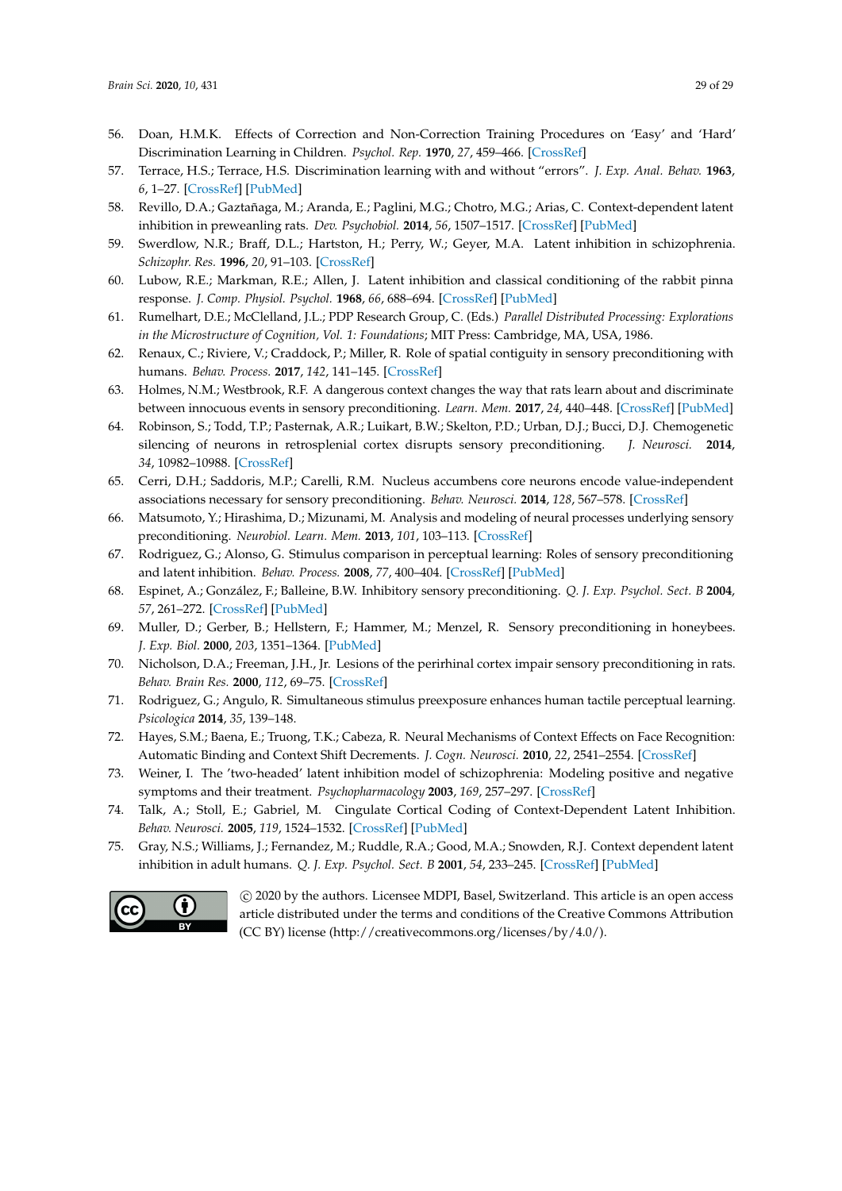56. Doan, H.M.K. Effects of Correction and Non-Correction Training Procedures on 'Easy' and 'Hard' Discrimination Learning in Children. *Psychol. Rep.* **1970**, *27*, 459–466. [CrossRef]
57. Terrace, H.S.; Terrace, H.S. Discrimination learning with and without "errors". *J. Exp. Anal. Behav.* **1963**, *6*, 1–27. [CrossRef] [PubMed]
58. Revillo, D.A.; Gaztañaga, M.; Aranda, E.; Paglini, M.G.; Chotro, M.G.; Arias, C. Context-dependent latent inhibition in preweanling rats. *Dev. Psychobiol.* **2014**, *56*, 1507–1517. [CrossRef] [PubMed]
59. Swerdlow, N.R.; Braff, D.L.; Hartston, H.; Perry, W.; Geyer, M.A. Latent inhibition in schizophrenia. *Schizophr. Res.* **1996**, *20*, 91–103. [CrossRef]
60. Lubow, R.E.; Markman, R.E.; Allen, J. Latent inhibition and classical conditioning of the rabbit pinna response. *J. Comp. Physiol. Psychol.* **1968**, *66*, 688–694. [CrossRef] [PubMed]
61. Rumelhart, D.E.; McClelland, J.L.; PDP Research Group, C. (Eds.) *Parallel Distributed Processing: Explorations in the Microstructure of Cognition, Vol. 1: Foundations*; MIT Press: Cambridge, MA, USA, 1986.
62. Renaux, C.; Riviere, V.; Craddock, P.; Miller, R. Role of spatial contiguity in sensory preconditioning with humans. *Behav. Process.* **2017**, *142*, 141–145. [CrossRef]
63. Holmes, N.M.; Westbrook, R.F. A dangerous context changes the way that rats learn about and discriminate between innocuous events in sensory preconditioning. *Learn. Mem.* **2017**, *24*, 440–448. [CrossRef] [PubMed]
64. Robinson, S.; Todd, T.P.; Pasternak, A.R.; Luikart, B.W.; Skelton, P.D.; Urban, D.J.; Bucci, D.J. Chemogenetic silencing of neurons in retrosplenial cortex disrupts sensory preconditioning. *J. Neurosci.* **2014**, *34*, 10982–10988. [CrossRef]
65. Cerri, D.H.; Saddoris, M.P.; Carelli, R.M. Nucleus accumbens core neurons encode value-independent associations necessary for sensory preconditioning. *Behav. Neurosci.* **2014**, *128*, 567–578. [CrossRef]
66. Matsumoto, Y.; Hirashima, D.; Mizunami, M. Analysis and modeling of neural processes underlying sensory preconditioning. *Neurobiol. Learn. Mem.* **2013**, *101*, 103–113. [CrossRef]
67. Rodriguez, G.; Alonso, G. Stimulus comparison in perceptual learning: Roles of sensory preconditioning and latent inhibition. *Behav. Process.* **2008**, *77*, 400–404. [CrossRef] [PubMed]
68. Espinet, A.; González, F.; Balleine, B.W. Inhibitory sensory preconditioning. *Q. J. Exp. Psychol. Sect. B* **2004**, *57*, 261–272. [CrossRef] [PubMed]
69. Muller, D.; Gerber, B.; Hellstern, F.; Hammer, M.; Menzel, R. Sensory preconditioning in honeybees. *J. Exp. Biol.* **2000**, *203*, 1351–1364. [PubMed]
70. Nicholson, D.A.; Freeman, J.H., Jr. Lesions of the perirhinal cortex impair sensory preconditioning in rats. *Behav. Brain Res.* **2000**, *112*, 69–75. [CrossRef]
71. Rodriguez, G.; Angulo, R. Simultaneous stimulus preexposure enhances human tactile perceptual learning. *Psicologica* **2014**, *35*, 139–148.
72. Hayes, S.M.; Baena, E.; Truong, T.K.; Cabeza, R. Neural Mechanisms of Context Effects on Face Recognition: Automatic Binding and Context Shift Decrements. *J. Cogn. Neurosci.* **2010**, *22*, 2541–2554. [CrossRef]
73. Weiner, I. The 'two-headed' latent inhibition model of schizophrenia: Modeling positive and negative symptoms and their treatment. *Psychopharmacology* **2003**, *169*, 257–297. [CrossRef]
74. Talk, A.; Stoll, E.; Gabriel, M. Cingulate Cortical Coding of Context-Dependent Latent Inhibition. *Behav. Neurosci.* **2005**, *119*, 1524–1532. [CrossRef] [PubMed]
75. Gray, N.S.; Williams, J.; Fernandez, M.; Ruddle, R.A.; Good, M.A.; Snowden, R.J. Context dependent latent inhibition in adult humans. *Q. J. Exp. Psychol. Sect. B* **2001**, *54*, 233–245. [CrossRef] [PubMed]

© 2020 by the authors. Licensee MDPI, Basel, Switzerland. This article is an open access article distributed under the terms and conditions of the Creative Commons Attribution (CC BY) license (http://creativecommons.org/licenses/by/4.0/).